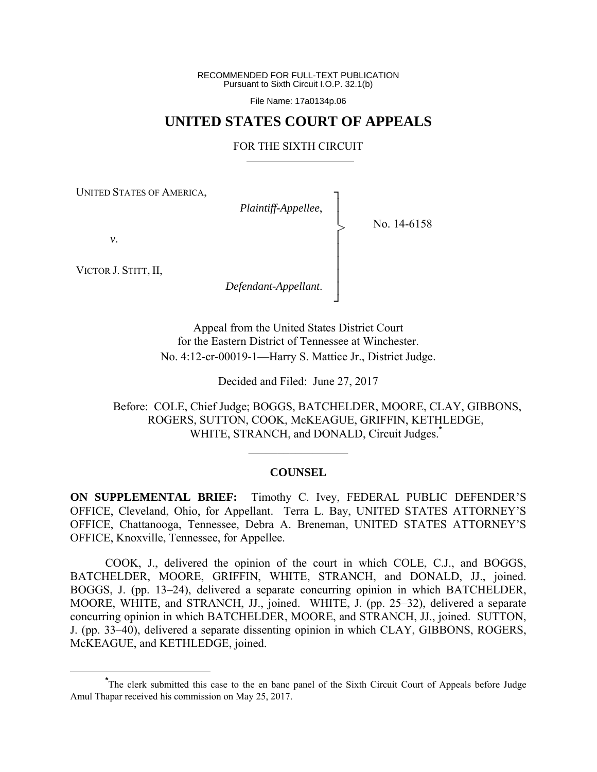RECOMMENDED FOR FULL-TEXT PUBLICATION
Pursuant to Sixth Circuit I.O.P. 32.1(b)

File Name: 17a0134p.06

# UNITED STATES COURT OF APPEALS

## FOR THE SIXTH CIRCUIT

UNITED STATES OF AMERICA,

*Plaintiff-Appellee*,

*v*.

VICTOR J. STITT, II,

*Defendant-Appellant*.

No. 14-6158

Appeal from the United States District Court
for the Eastern District of Tennessee at Winchester.
No. 4:12-cr-00019-1—Harry S. Mattice Jr., District Judge.

Decided and Filed: June 27, 2017

Before: COLE, Chief Judge; BOGGS, BATCHELDER, MOORE, CLAY, GIBBONS, ROGERS, SUTTON, COOK, McKEAGUE, GRIFFIN, KETHLEDGE, WHITE, STRANCH, and DONALD, Circuit Judges.*

**COUNSEL**

**ON SUPPLEMENTAL BRIEF:** Timothy C. Ivey, FEDERAL PUBLIC DEFENDER'S OFFICE, Cleveland, Ohio, for Appellant. Terra L. Bay, UNITED STATES ATTORNEY'S OFFICE, Chattanooga, Tennessee, Debra A. Breneman, UNITED STATES ATTORNEY'S OFFICE, Knoxville, Tennessee, for Appellee.

COOK, J., delivered the opinion of the court in which COLE, C.J., and BOGGS, BATCHELDER, MOORE, GRIFFIN, WHITE, STRANCH, and DONALD, JJ., joined. BOGGS, J. (pp. 13–24), delivered a separate concurring opinion in which BATCHELDER, MOORE, WHITE, and STRANCH, JJ., joined. WHITE, J. (pp. 25–32), delivered a separate concurring opinion in which BATCHELDER, MOORE, and STRANCH, JJ., joined. SUTTON, J. (pp. 33–40), delivered a separate dissenting opinion in which CLAY, GIBBONS, ROGERS, McKEAGUE, and KETHLEDGE, joined.

*The clerk submitted this case to the en banc panel of the Sixth Circuit Court of Appeals before Judge Amul Thapar received his commission on May 25, 2017.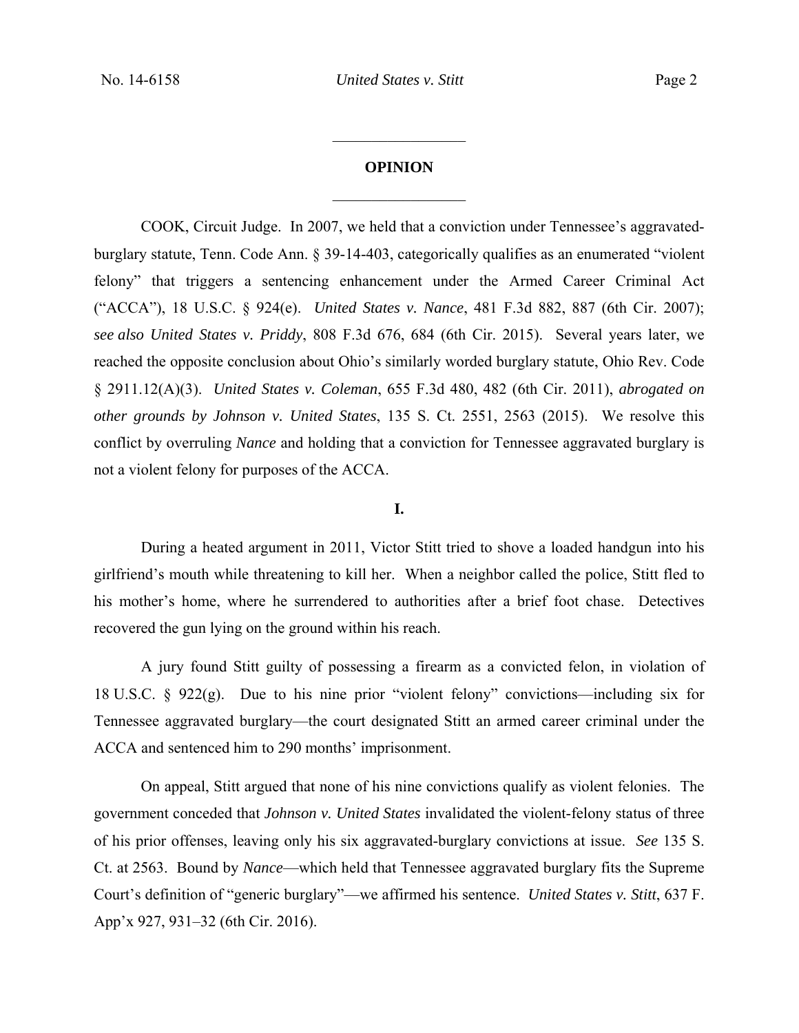## OPINION

COOK, Circuit Judge. In 2007, we held that a conviction under Tennessee's aggravated-burglary statute, Tenn. Code Ann. § 39-14-403, categorically qualifies as an enumerated "violent felony" that triggers a sentencing enhancement under the Armed Career Criminal Act ("ACCA"), 18 U.S.C. § 924(e). *United States v. Nance*, 481 F.3d 882, 887 (6th Cir. 2007); *see also United States v. Priddy*, 808 F.3d 676, 684 (6th Cir. 2015). Several years later, we reached the opposite conclusion about Ohio's similarly worded burglary statute, Ohio Rev. Code § 2911.12(A)(3). *United States v. Coleman*, 655 F.3d 480, 482 (6th Cir. 2011), *abrogated on other grounds by Johnson v. United States*, 135 S. Ct. 2551, 2563 (2015). We resolve this conflict by overruling *Nance* and holding that a conviction for Tennessee aggravated burglary is not a violent felony for purposes of the ACCA.

### I.

During a heated argument in 2011, Victor Stitt tried to shove a loaded handgun into his girlfriend's mouth while threatening to kill her. When a neighbor called the police, Stitt fled to his mother's home, where he surrendered to authorities after a brief foot chase. Detectives recovered the gun lying on the ground within his reach.

A jury found Stitt guilty of possessing a firearm as a convicted felon, in violation of 18 U.S.C. § 922(g). Due to his nine prior "violent felony" convictions—including six for Tennessee aggravated burglary—the court designated Stitt an armed career criminal under the ACCA and sentenced him to 290 months' imprisonment.

On appeal, Stitt argued that none of his nine convictions qualify as violent felonies. The government conceded that *Johnson v. United States* invalidated the violent-felony status of three of his prior offenses, leaving only his six aggravated-burglary convictions at issue. *See* 135 S. Ct. at 2563. Bound by *Nance*—which held that Tennessee aggravated burglary fits the Supreme Court's definition of "generic burglary"—we affirmed his sentence. *United States v. Stitt*, 637 F. App'x 927, 931–32 (6th Cir. 2016).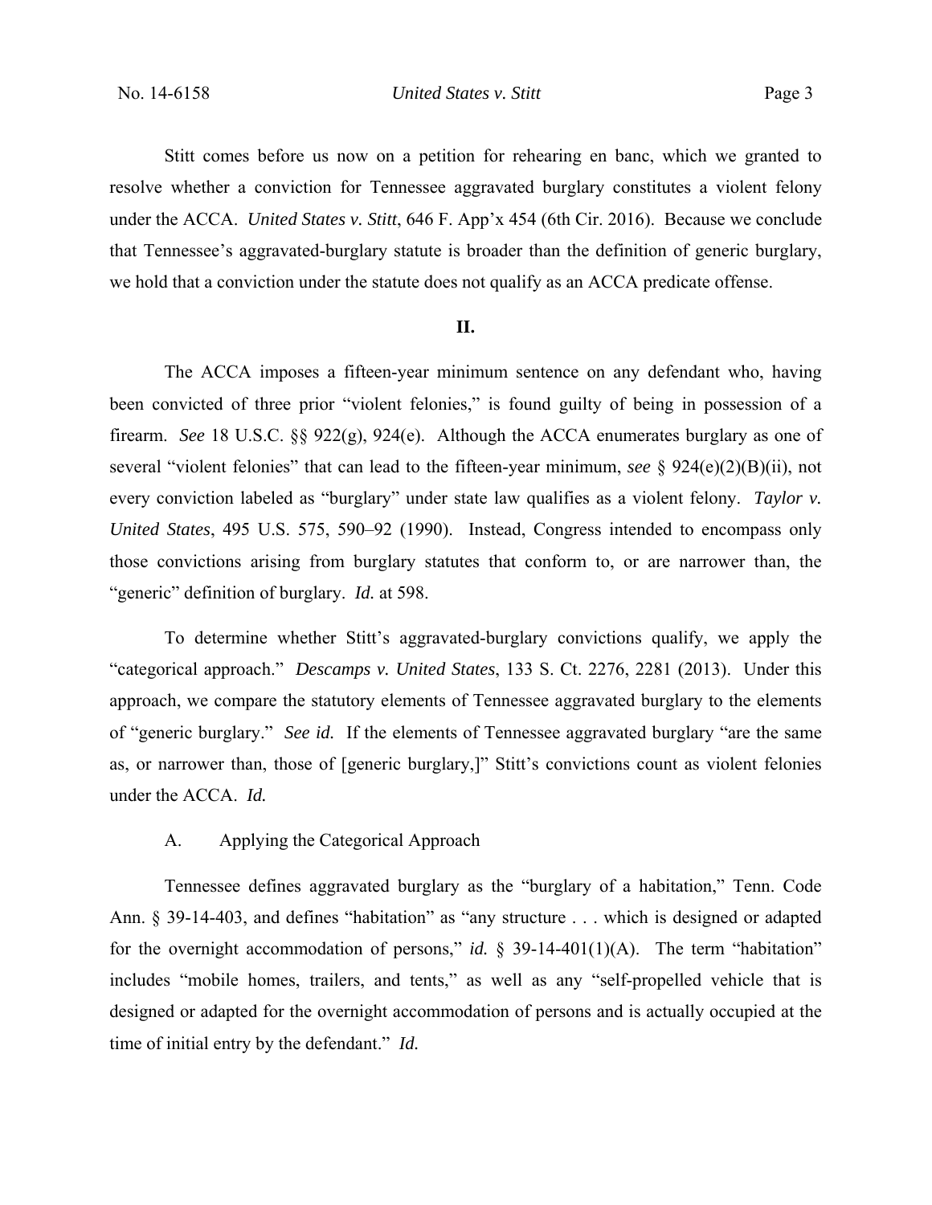Stitt comes before us now on a petition for rehearing en banc, which we granted to resolve whether a conviction for Tennessee aggravated burglary constitutes a violent felony under the ACCA. *United States v. Stitt*, 646 F. App'x 454 (6th Cir. 2016). Because we conclude that Tennessee's aggravated-burglary statute is broader than the definition of generic burglary, we hold that a conviction under the statute does not qualify as an ACCA predicate offense.

## II.

The ACCA imposes a fifteen-year minimum sentence on any defendant who, having been convicted of three prior "violent felonies," is found guilty of being in possession of a firearm. *See* 18 U.S.C. §§ 922(g), 924(e). Although the ACCA enumerates burglary as one of several "violent felonies" that can lead to the fifteen-year minimum, *see* § 924(e)(2)(B)(ii), not every conviction labeled as "burglary" under state law qualifies as a violent felony. *Taylor v. United States*, 495 U.S. 575, 590–92 (1990). Instead, Congress intended to encompass only those convictions arising from burglary statutes that conform to, or are narrower than, the "generic" definition of burglary. *Id.* at 598.

To determine whether Stitt's aggravated-burglary convictions qualify, we apply the "categorical approach." *Descamps v. United States*, 133 S. Ct. 2276, 2281 (2013). Under this approach, we compare the statutory elements of Tennessee aggravated burglary to the elements of "generic burglary." *See id.* If the elements of Tennessee aggravated burglary "are the same as, or narrower than, those of [generic burglary,]" Stitt's convictions count as violent felonies under the ACCA. *Id.*

### A. Applying the Categorical Approach

Tennessee defines aggravated burglary as the "burglary of a habitation," Tenn. Code Ann. § 39-14-403, and defines "habitation" as "any structure . . . which is designed or adapted for the overnight accommodation of persons," *id.* § 39-14-401(1)(A). The term "habitation" includes "mobile homes, trailers, and tents," as well as any "self-propelled vehicle that is designed or adapted for the overnight accommodation of persons and is actually occupied at the time of initial entry by the defendant." *Id.*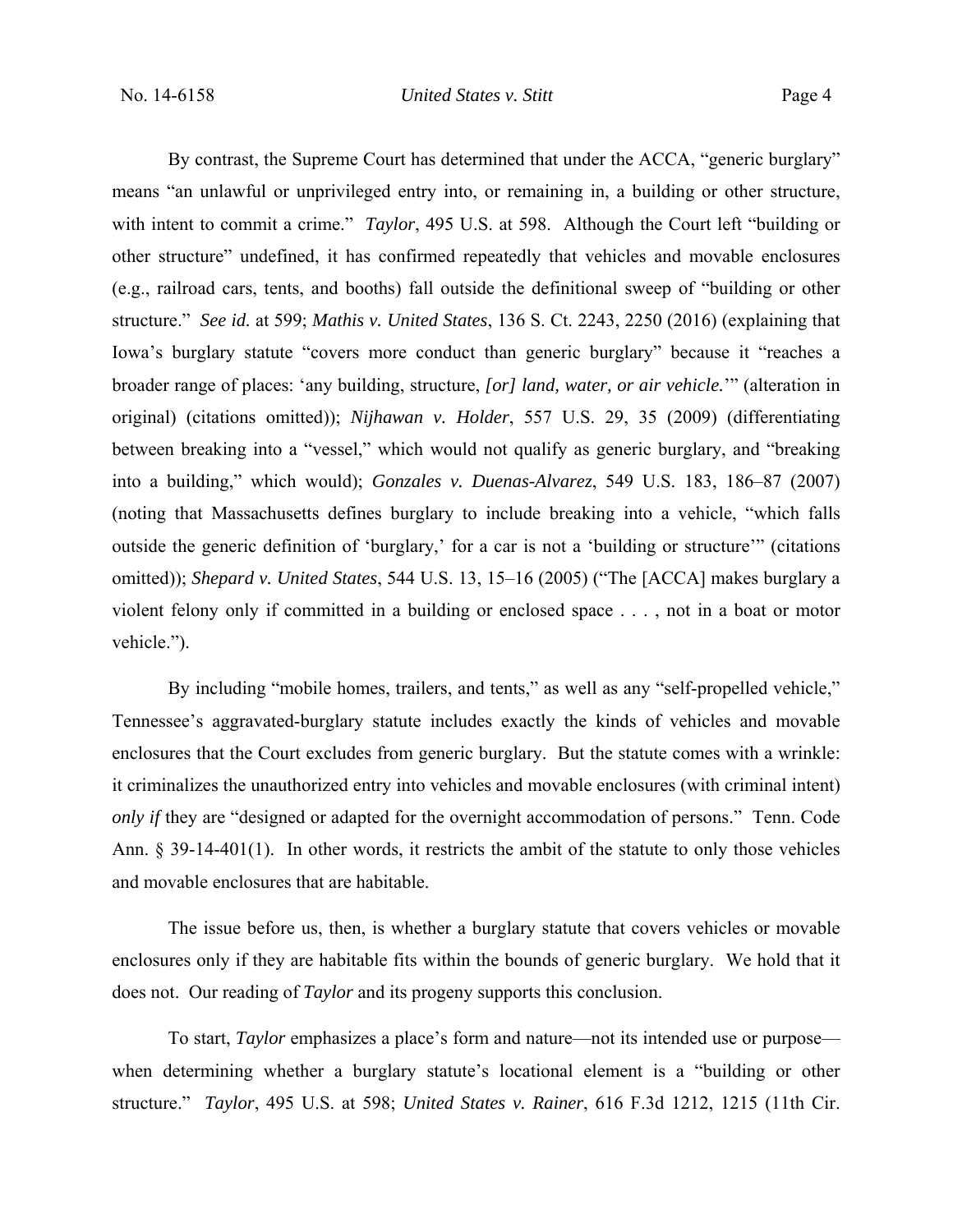By contrast, the Supreme Court has determined that under the ACCA, "generic burglary" means "an unlawful or unprivileged entry into, or remaining in, a building or other structure, with intent to commit a crime." *Taylor*, 495 U.S. at 598. Although the Court left "building or other structure" undefined, it has confirmed repeatedly that vehicles and movable enclosures (e.g., railroad cars, tents, and booths) fall outside the definitional sweep of "building or other structure." *See id.* at 599; *Mathis v. United States*, 136 S. Ct. 2243, 2250 (2016) (explaining that Iowa's burglary statute "covers more conduct than generic burglary" because it "reaches a broader range of places: 'any building, structure, *[or] land, water, or air vehicle.*'" (alteration in original) (citations omitted)); *Nijhawan v. Holder*, 557 U.S. 29, 35 (2009) (differentiating between breaking into a "vessel," which would not qualify as generic burglary, and "breaking into a building," which would); *Gonzales v. Duenas-Alvarez*, 549 U.S. 183, 186–87 (2007) (noting that Massachusetts defines burglary to include breaking into a vehicle, "which falls outside the generic definition of 'burglary,' for a car is not a 'building or structure'" (citations omitted)); *Shepard v. United States*, 544 U.S. 13, 15–16 (2005) ("The [ACCA] makes burglary a violent felony only if committed in a building or enclosed space . . . , not in a boat or motor vehicle.").

By including "mobile homes, trailers, and tents," as well as any "self-propelled vehicle," Tennessee's aggravated-burglary statute includes exactly the kinds of vehicles and movable enclosures that the Court excludes from generic burglary. But the statute comes with a wrinkle: it criminalizes the unauthorized entry into vehicles and movable enclosures (with criminal intent) *only if* they are "designed or adapted for the overnight accommodation of persons." Tenn. Code Ann. § 39-14-401(1). In other words, it restricts the ambit of the statute to only those vehicles and movable enclosures that are habitable.

The issue before us, then, is whether a burglary statute that covers vehicles or movable enclosures only if they are habitable fits within the bounds of generic burglary. We hold that it does not. Our reading of *Taylor* and its progeny supports this conclusion.

To start, *Taylor* emphasizes a place's form and nature—not its intended use or purpose—when determining whether a burglary statute's locational element is a "building or other structure." *Taylor*, 495 U.S. at 598; *United States v. Rainer*, 616 F.3d 1212, 1215 (11th Cir.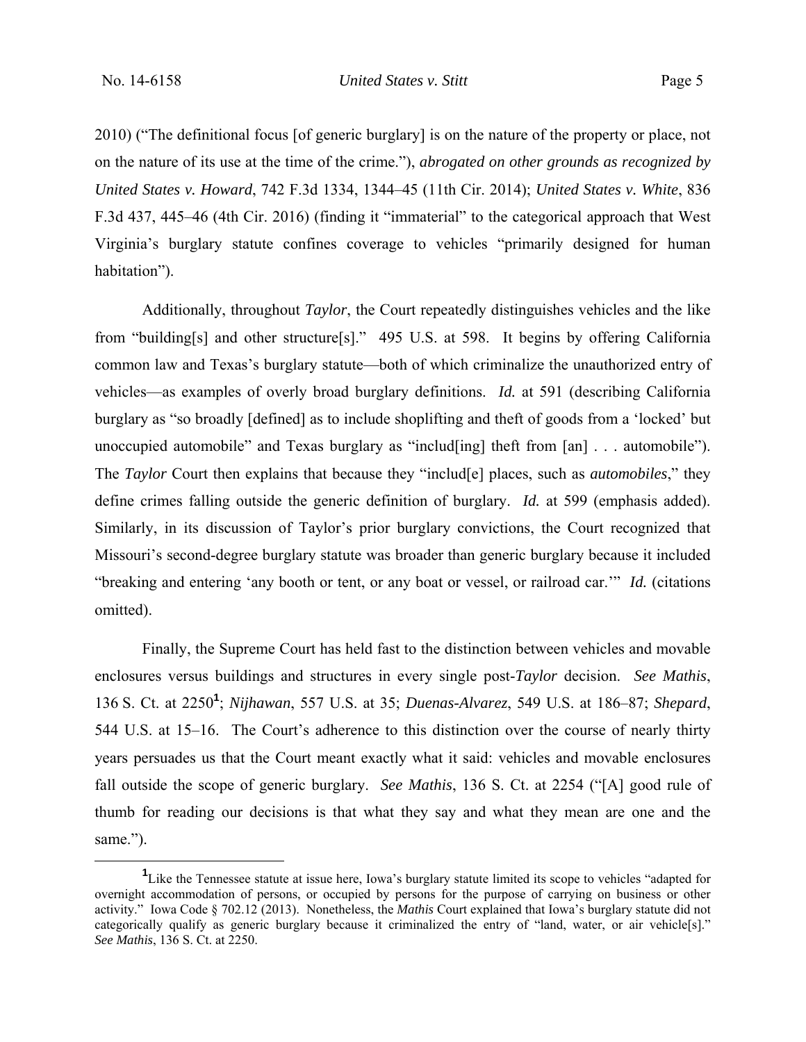2010) ("The definitional focus [of generic burglary] is on the nature of the property or place, not on the nature of its use at the time of the crime."), *abrogated on other grounds as recognized by United States v. Howard*, 742 F.3d 1334, 1344–45 (11th Cir. 2014); *United States v. White*, 836 F.3d 437, 445–46 (4th Cir. 2016) (finding it "immaterial" to the categorical approach that West Virginia's burglary statute confines coverage to vehicles "primarily designed for human habitation").

Additionally, throughout *Taylor*, the Court repeatedly distinguishes vehicles and the like from "building[s] and other structure[s]." 495 U.S. at 598. It begins by offering California common law and Texas's burglary statute—both of which criminalize the unauthorized entry of vehicles—as examples of overly broad burglary definitions. *Id.* at 591 (describing California burglary as "so broadly [defined] as to include shoplifting and theft of goods from a 'locked' but unoccupied automobile" and Texas burglary as "includ[ing] theft from [an] . . . automobile"). The *Taylor* Court then explains that because they "includ[e] places, such as *automobiles*," they define crimes falling outside the generic definition of burglary. *Id.* at 599 (emphasis added). Similarly, in its discussion of Taylor's prior burglary convictions, the Court recognized that Missouri's second-degree burglary statute was broader than generic burglary because it included "breaking and entering 'any booth or tent, or any boat or vessel, or railroad car.'" *Id.* (citations omitted).

Finally, the Supreme Court has held fast to the distinction between vehicles and movable enclosures versus buildings and structures in every single post-*Taylor* decision. *See Mathis*, 136 S. Ct. at 2250[1]; *Nijhawan*, 557 U.S. at 35; *Duenas-Alvarez*, 549 U.S. at 186–87; *Shepard*, 544 U.S. at 15–16. The Court's adherence to this distinction over the course of nearly thirty years persuades us that the Court meant exactly what it said: vehicles and movable enclosures fall outside the scope of generic burglary. *See Mathis*, 136 S. Ct. at 2254 ("[A] good rule of thumb for reading our decisions is that what they say and what they mean are one and the same.").

---

[1] Like the Tennessee statute at issue here, Iowa's burglary statute limited its scope to vehicles "adapted for overnight accommodation of persons, or occupied by persons for the purpose of carrying on business or other activity." Iowa Code § 702.12 (2013). Nonetheless, the *Mathis* Court explained that Iowa's burglary statute did not categorically qualify as generic burglary because it criminalized the entry of "land, water, or air vehicle[s]." *See Mathis*, 136 S. Ct. at 2250.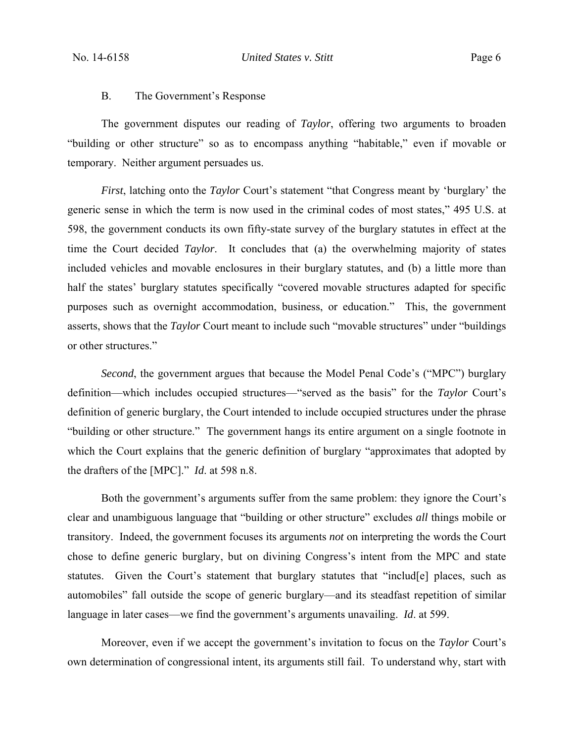### B. The Government's Response

The government disputes our reading of *Taylor*, offering two arguments to broaden "building or other structure" so as to encompass anything "habitable," even if movable or temporary. Neither argument persuades us.

*First*, latching onto the *Taylor* Court's statement "that Congress meant by 'burglary' the generic sense in which the term is now used in the criminal codes of most states," 495 U.S. at 598, the government conducts its own fifty-state survey of the burglary statutes in effect at the time the Court decided *Taylor*. It concludes that (a) the overwhelming majority of states included vehicles and movable enclosures in their burglary statutes, and (b) a little more than half the states' burglary statutes specifically "covered movable structures adapted for specific purposes such as overnight accommodation, business, or education." This, the government asserts, shows that the *Taylor* Court meant to include such "movable structures" under "buildings or other structures."

*Second*, the government argues that because the Model Penal Code's ("MPC") burglary definition—which includes occupied structures—"served as the basis" for the *Taylor* Court's definition of generic burglary, the Court intended to include occupied structures under the phrase "building or other structure." The government hangs its entire argument on a single footnote in which the Court explains that the generic definition of burglary "approximates that adopted by the drafters of the [MPC]." *Id*. at 598 n.8.

Both the government's arguments suffer from the same problem: they ignore the Court's clear and unambiguous language that "building or other structure" excludes *all* things mobile or transitory. Indeed, the government focuses its arguments *not* on interpreting the words the Court chose to define generic burglary, but on divining Congress's intent from the MPC and state statutes. Given the Court's statement that burglary statutes that "includ[e] places, such as automobiles" fall outside the scope of generic burglary—and its steadfast repetition of similar language in later cases—we find the government's arguments unavailing. *Id*. at 599.

Moreover, even if we accept the government's invitation to focus on the *Taylor* Court's own determination of congressional intent, its arguments still fail. To understand why, start with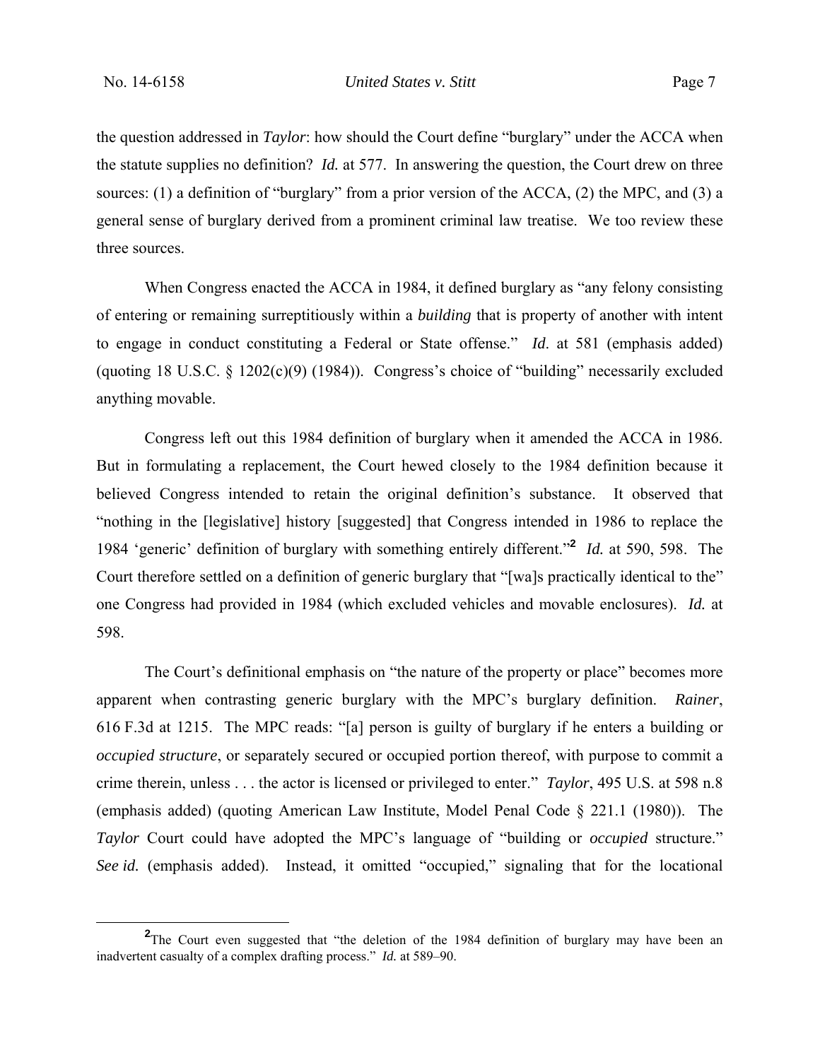the question addressed in *Taylor*: how should the Court define "burglary" under the ACCA when the statute supplies no definition? *Id.* at 577. In answering the question, the Court drew on three sources: (1) a definition of "burglary" from a prior version of the ACCA, (2) the MPC, and (3) a general sense of burglary derived from a prominent criminal law treatise. We too review these three sources.

When Congress enacted the ACCA in 1984, it defined burglary as "any felony consisting of entering or remaining surreptitiously within a *building* that is property of another with intent to engage in conduct constituting a Federal or State offense." *Id.* at 581 (emphasis added) (quoting 18 U.S.C. § 1202(c)(9) (1984)). Congress's choice of "building" necessarily excluded anything movable.

Congress left out this 1984 definition of burglary when it amended the ACCA in 1986. But in formulating a replacement, the Court hewed closely to the 1984 definition because it believed Congress intended to retain the original definition's substance. It observed that "nothing in the [legislative] history [suggested] that Congress intended in 1986 to replace the 1984 'generic' definition of burglary with something entirely different."[2] *Id.* at 590, 598. The Court therefore settled on a definition of generic burglary that "[wa]s practically identical to the" one Congress had provided in 1984 (which excluded vehicles and movable enclosures). *Id.* at 598.

The Court's definitional emphasis on "the nature of the property or place" becomes more apparent when contrasting generic burglary with the MPC's burglary definition. *Rainer*, 616 F.3d at 1215. The MPC reads: "[a] person is guilty of burglary if he enters a building or *occupied structure*, or separately secured or occupied portion thereof, with purpose to commit a crime therein, unless . . . the actor is licensed or privileged to enter." *Taylor*, 495 U.S. at 598 n.8 (emphasis added) (quoting American Law Institute, Model Penal Code § 221.1 (1980)). The *Taylor* Court could have adopted the MPC's language of "building or *occupied* structure." *See id.* (emphasis added). Instead, it omitted "occupied," signaling that for the locational

---

[2] The Court even suggested that "the deletion of the 1984 definition of burglary may have been an inadvertent casualty of a complex drafting process." *Id.* at 589–90.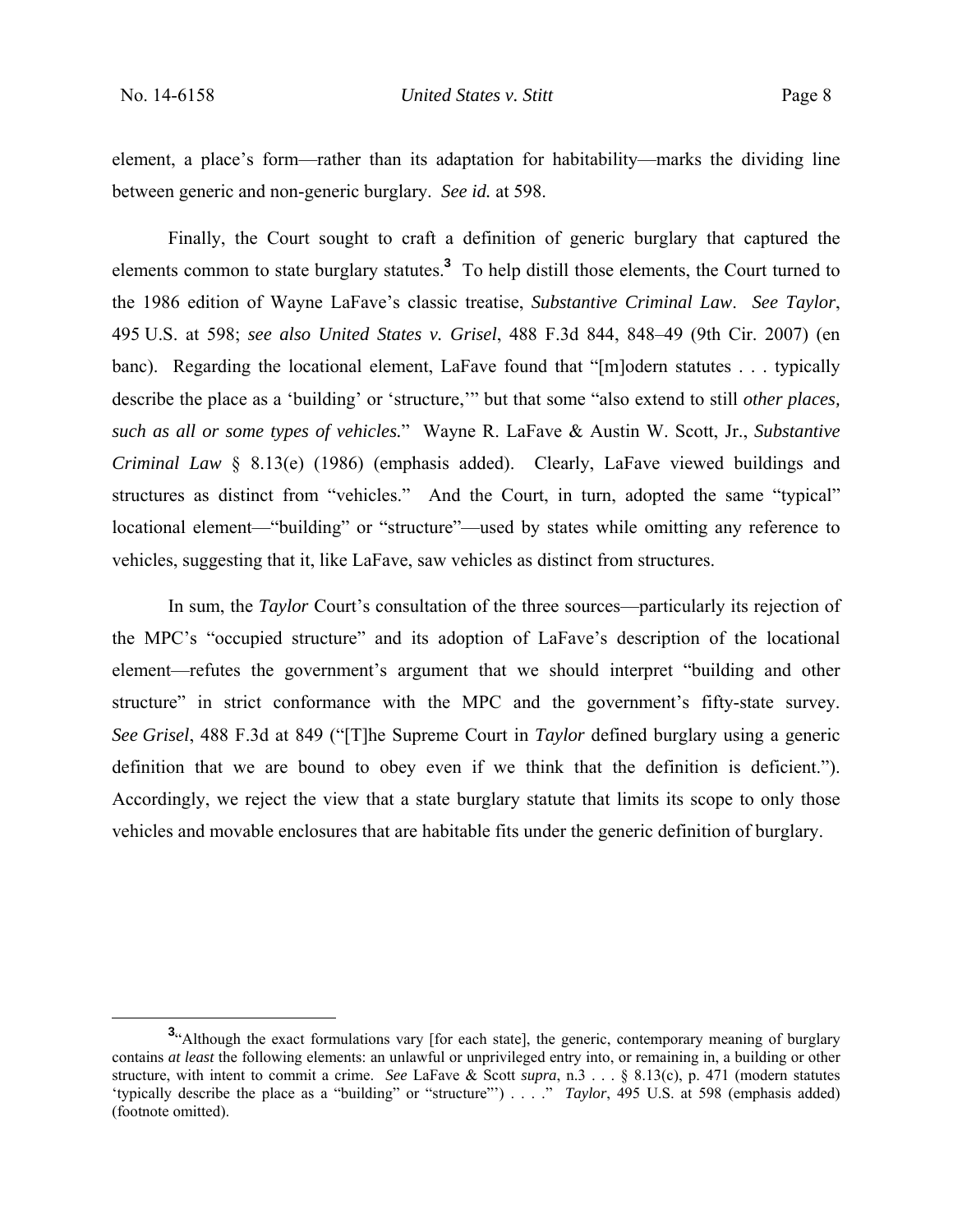element, a place's form—rather than its adaptation for habitability—marks the dividing line between generic and non-generic burglary. *See id.* at 598.

Finally, the Court sought to craft a definition of generic burglary that captured the elements common to state burglary statutes.[3] To help distill those elements, the Court turned to the 1986 edition of Wayne LaFave's classic treatise, *Substantive Criminal Law*. *See Taylor*, 495 U.S. at 598; *see also United States v. Grisel*, 488 F.3d 844, 848–49 (9th Cir. 2007) (en banc). Regarding the locational element, LaFave found that "[m]odern statutes . . . typically describe the place as a 'building' or 'structure,'" but that some "also extend to still *other places, such as all or some types of vehicles.*" Wayne R. LaFave & Austin W. Scott, Jr., *Substantive Criminal Law* § 8.13(e) (1986) (emphasis added). Clearly, LaFave viewed buildings and structures as distinct from "vehicles." And the Court, in turn, adopted the same "typical" locational element—"building" or "structure"—used by states while omitting any reference to vehicles, suggesting that it, like LaFave, saw vehicles as distinct from structures.

In sum, the *Taylor* Court's consultation of the three sources—particularly its rejection of the MPC's "occupied structure" and its adoption of LaFave's description of the locational element—refutes the government's argument that we should interpret "building and other structure" in strict conformance with the MPC and the government's fifty-state survey. *See Grisel*, 488 F.3d at 849 ("[T]he Supreme Court in *Taylor* defined burglary using a generic definition that we are bound to obey even if we think that the definition is deficient."). Accordingly, we reject the view that a state burglary statute that limits its scope to only those vehicles and movable enclosures that are habitable fits under the generic definition of burglary.

---

[3] "Although the exact formulations vary [for each state], the generic, contemporary meaning of burglary contains *at least* the following elements: an unlawful or unprivileged entry into, or remaining in, a building or other structure, with intent to commit a crime. *See* LaFave & Scott *supra*, n.3 . . . § 8.13(c), p. 471 (modern statutes 'typically describe the place as a "building" or "structure"') . . . ." *Taylor*, 495 U.S. at 598 (emphasis added) (footnote omitted).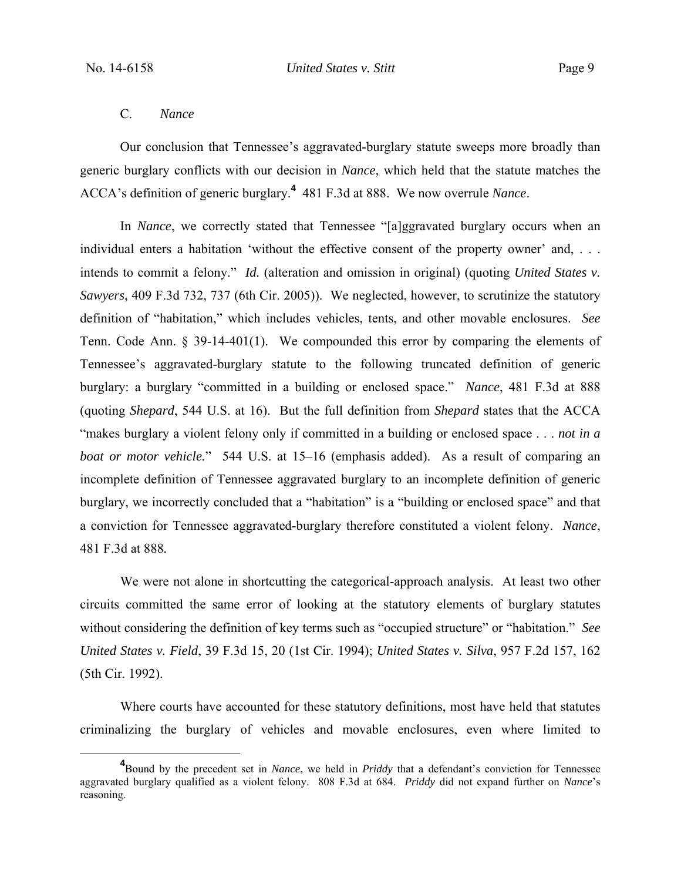### C. *Nance*

Our conclusion that Tennessee's aggravated-burglary statute sweeps more broadly than generic burglary conflicts with our decision in *Nance*, which held that the statute matches the ACCA's definition of generic burglary.[4] 481 F.3d at 888. We now overrule *Nance*.

In *Nance*, we correctly stated that Tennessee "[a]ggravated burglary occurs when an individual enters a habitation 'without the effective consent of the property owner' and, . . . intends to commit a felony." *Id.* (alteration and omission in original) (quoting *United States v. Sawyers*, 409 F.3d 732, 737 (6th Cir. 2005)). We neglected, however, to scrutinize the statutory definition of "habitation," which includes vehicles, tents, and other movable enclosures. *See* Tenn. Code Ann. § 39-14-401(1). We compounded this error by comparing the elements of Tennessee's aggravated-burglary statute to the following truncated definition of generic burglary: a burglary "committed in a building or enclosed space." *Nance*, 481 F.3d at 888 (quoting *Shepard*, 544 U.S. at 16). But the full definition from *Shepard* states that the ACCA "makes burglary a violent felony only if committed in a building or enclosed space . . . *not in a boat or motor vehicle.*" 544 U.S. at 15–16 (emphasis added). As a result of comparing an incomplete definition of Tennessee aggravated burglary to an incomplete definition of generic burglary, we incorrectly concluded that a "habitation" is a "building or enclosed space" and that a conviction for Tennessee aggravated-burglary therefore constituted a violent felony. *Nance*, 481 F.3d at 888.

We were not alone in shortcutting the categorical-approach analysis. At least two other circuits committed the same error of looking at the statutory elements of burglary statutes without considering the definition of key terms such as "occupied structure" or "habitation." *See United States v. Field*, 39 F.3d 15, 20 (1st Cir. 1994); *United States v. Silva*, 957 F.2d 157, 162 (5th Cir. 1992).

Where courts have accounted for these statutory definitions, most have held that statutes criminalizing the burglary of vehicles and movable enclosures, even where limited to

---

[4] Bound by the precedent set in *Nance*, we held in *Priddy* that a defendant's conviction for Tennessee aggravated burglary qualified as a violent felony. 808 F.3d at 684. *Priddy* did not expand further on *Nance*'s reasoning.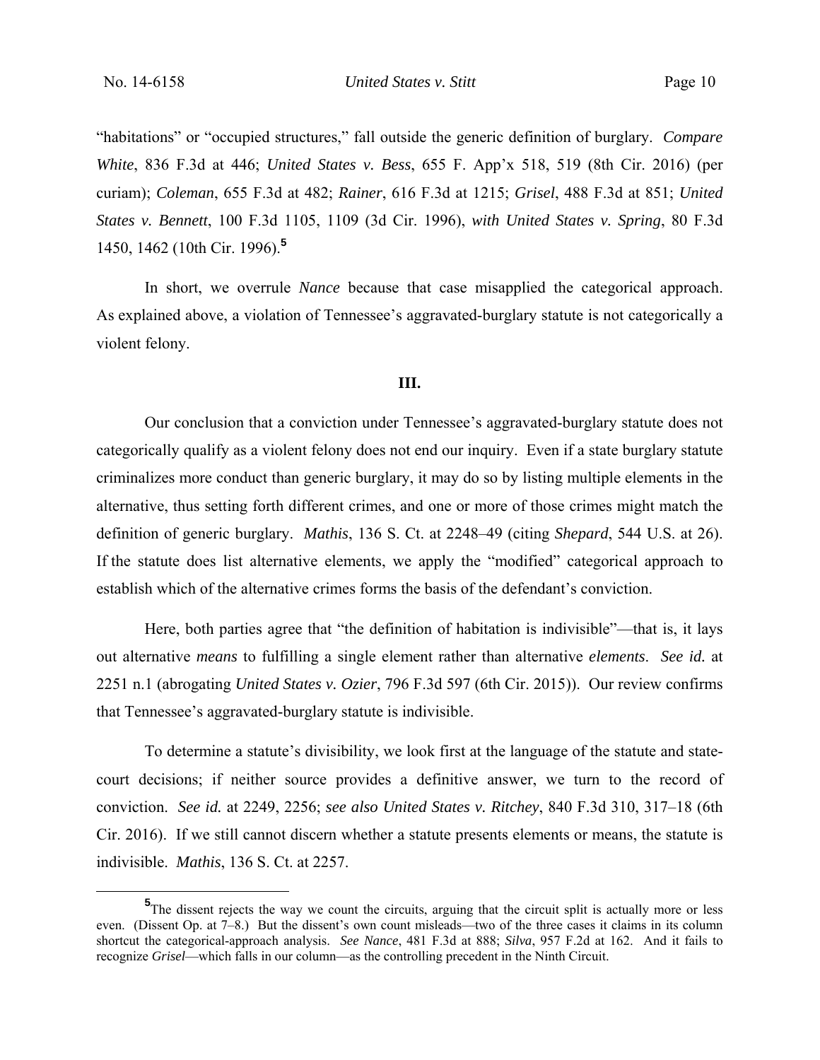"habitations" or "occupied structures," fall outside the generic definition of burglary. *Compare White*, 836 F.3d at 446; *United States v. Bess*, 655 F. App'x 518, 519 (8th Cir. 2016) (per curiam); *Coleman*, 655 F.3d at 482; *Rainer*, 616 F.3d at 1215; *Grisel*, 488 F.3d at 851; *United States v. Bennett*, 100 F.3d 1105, 1109 (3d Cir. 1996), *with United States v. Spring*, 80 F.3d 1450, 1462 (10th Cir. 1996).[5]

In short, we overrule *Nance* because that case misapplied the categorical approach. As explained above, a violation of Tennessee's aggravated-burglary statute is not categorically a violent felony.

## III.

Our conclusion that a conviction under Tennessee's aggravated-burglary statute does not categorically qualify as a violent felony does not end our inquiry. Even if a state burglary statute criminalizes more conduct than generic burglary, it may do so by listing multiple elements in the alternative, thus setting forth different crimes, and one or more of those crimes might match the definition of generic burglary. *Mathis*, 136 S. Ct. at 2248–49 (citing *Shepard*, 544 U.S. at 26). If the statute does list alternative elements, we apply the "modified" categorical approach to establish which of the alternative crimes forms the basis of the defendant's conviction.

Here, both parties agree that "the definition of habitation is indivisible"—that is, it lays out alternative *means* to fulfilling a single element rather than alternative *elements*. *See id.* at 2251 n.1 (abrogating *United States v. Ozier*, 796 F.3d 597 (6th Cir. 2015)). Our review confirms that Tennessee's aggravated-burglary statute is indivisible.

To determine a statute's divisibility, we look first at the language of the statute and state-court decisions; if neither source provides a definitive answer, we turn to the record of conviction. *See id.* at 2249, 2256; *see also United States v. Ritchey*, 840 F.3d 310, 317–18 (6th Cir. 2016). If we still cannot discern whether a statute presents elements or means, the statute is indivisible. *Mathis*, 136 S. Ct. at 2257.

---

[5]The dissent rejects the way we count the circuits, arguing that the circuit split is actually more or less even. (Dissent Op. at 7–8.) But the dissent's own count misleads—two of the three cases it claims in its column shortcut the categorical-approach analysis. *See Nance*, 481 F.3d at 888; *Silva*, 957 F.2d at 162. And it fails to recognize *Grisel*—which falls in our column—as the controlling precedent in the Ninth Circuit.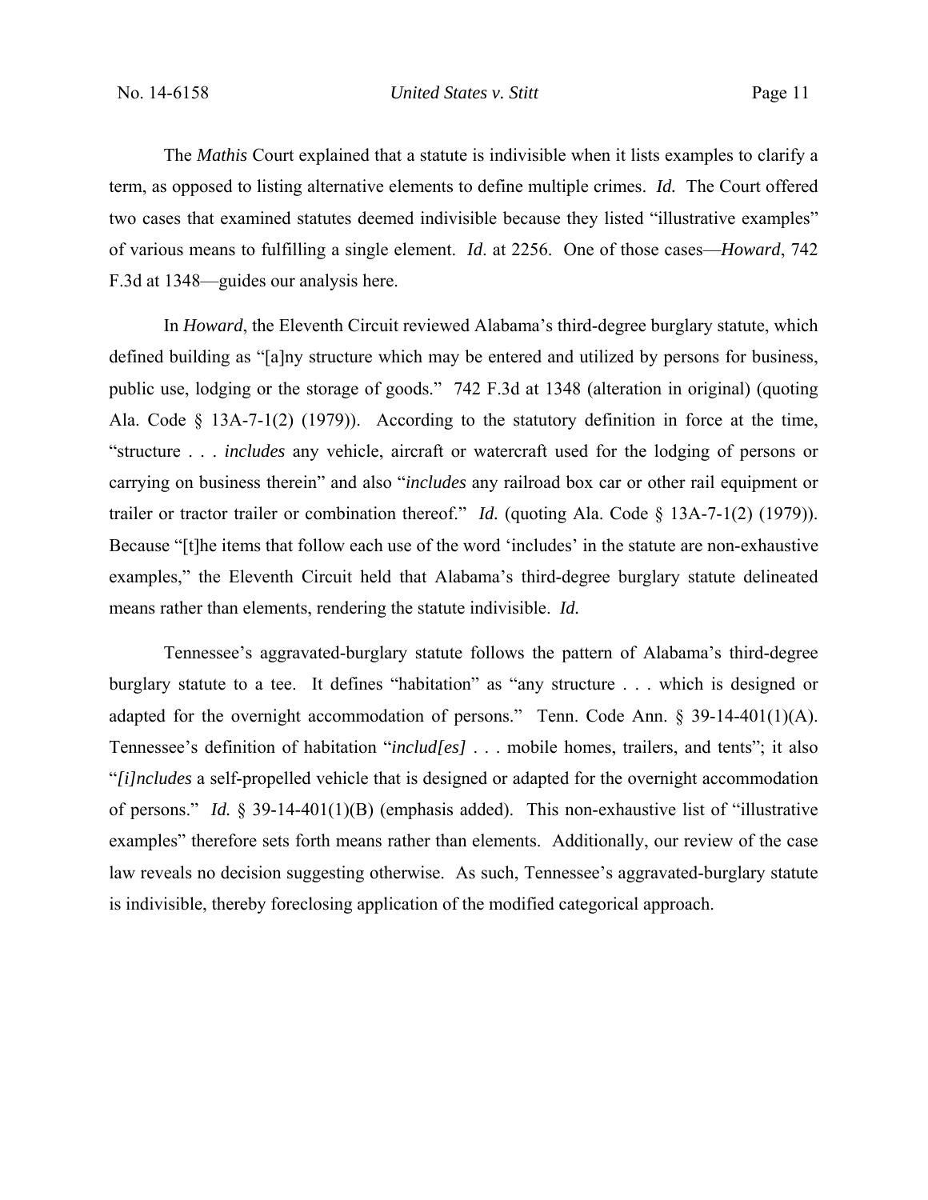The *Mathis* Court explained that a statute is indivisible when it lists examples to clarify a term, as opposed to listing alternative elements to define multiple crimes. *Id.* The Court offered two cases that examined statutes deemed indivisible because they listed "illustrative examples" of various means to fulfilling a single element. *Id*. at 2256. One of those cases—*Howard*, 742 F.3d at 1348—guides our analysis here.

In *Howard*, the Eleventh Circuit reviewed Alabama's third-degree burglary statute, which defined building as "[a]ny structure which may be entered and utilized by persons for business, public use, lodging or the storage of goods." 742 F.3d at 1348 (alteration in original) (quoting Ala. Code § 13A-7-1(2) (1979)). According to the statutory definition in force at the time, "structure . . . *includes* any vehicle, aircraft or watercraft used for the lodging of persons or carrying on business therein" and also "*includes* any railroad box car or other rail equipment or trailer or tractor trailer or combination thereof." *Id.* (quoting Ala. Code § 13A-7-1(2) (1979)). Because "[t]he items that follow each use of the word 'includes' in the statute are non-exhaustive examples," the Eleventh Circuit held that Alabama's third-degree burglary statute delineated means rather than elements, rendering the statute indivisible. *Id.*

Tennessee's aggravated-burglary statute follows the pattern of Alabama's third-degree burglary statute to a tee. It defines "habitation" as "any structure . . . which is designed or adapted for the overnight accommodation of persons." Tenn. Code Ann. § 39-14-401(1)(A). Tennessee's definition of habitation "*includ[es]* . . . mobile homes, trailers, and tents"; it also "*[i]ncludes* a self-propelled vehicle that is designed or adapted for the overnight accommodation of persons." *Id.* § 39-14-401(1)(B) (emphasis added). This non-exhaustive list of "illustrative examples" therefore sets forth means rather than elements. Additionally, our review of the case law reveals no decision suggesting otherwise. As such, Tennessee's aggravated-burglary statute is indivisible, thereby foreclosing application of the modified categorical approach.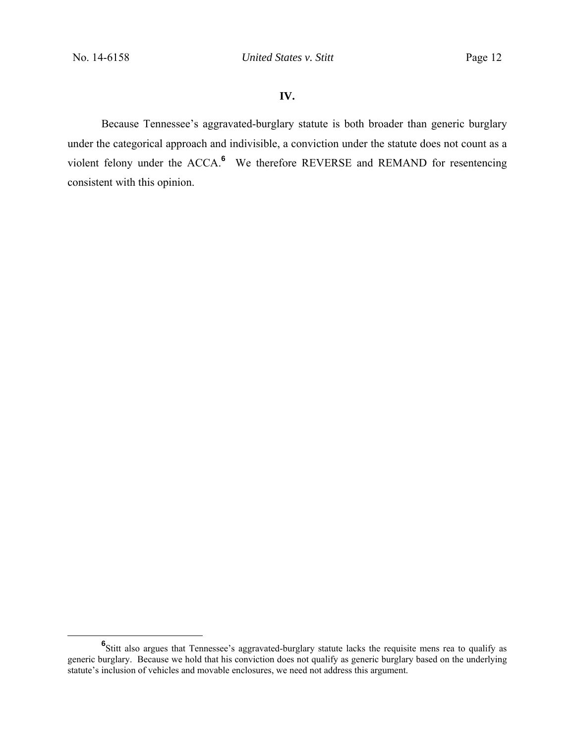## IV.

Because Tennessee's aggravated-burglary statute is both broader than generic burglary under the categorical approach and indivisible, a conviction under the statute does not count as a violent felony under the ACCA.[6] We therefore REVERSE and REMAND for resentencing consistent with this opinion.

---

[6] Stitt also argues that Tennessee's aggravated-burglary statute lacks the requisite mens rea to qualify as generic burglary. Because we hold that his conviction does not qualify as generic burglary based on the underlying statute's inclusion of vehicles and movable enclosures, we need not address this argument.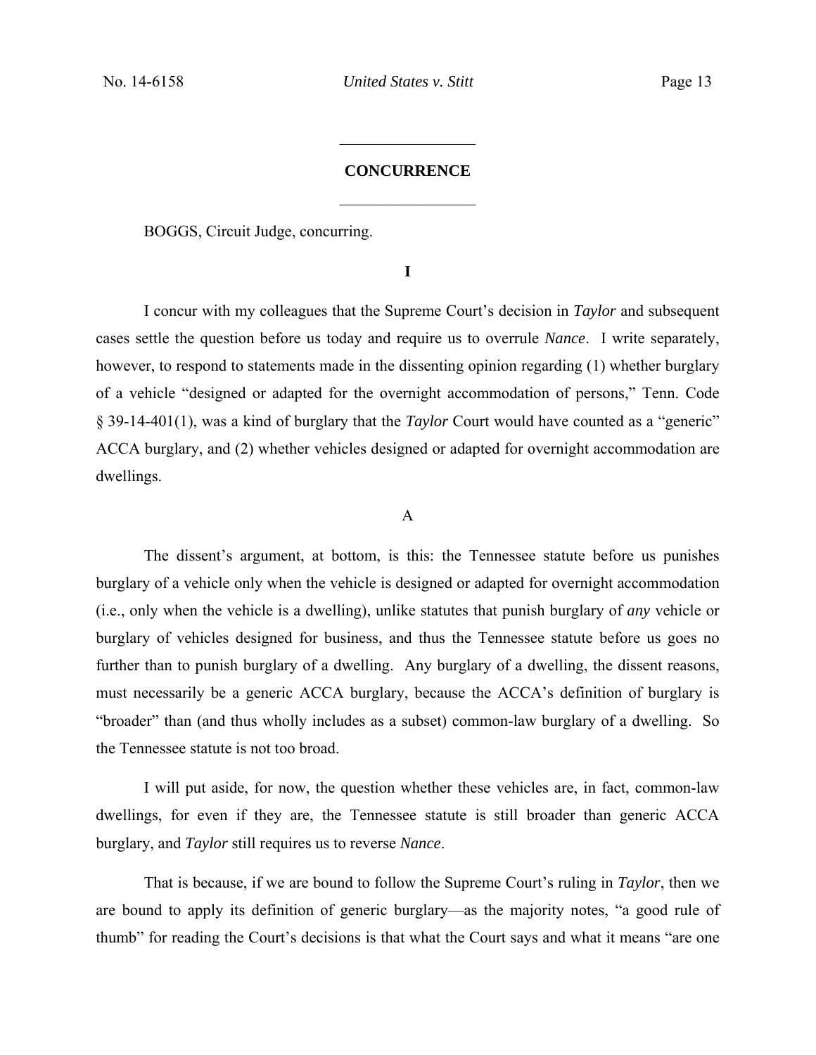## CONCURRENCE

BOGGS, Circuit Judge, concurring.

### I

I concur with my colleagues that the Supreme Court's decision in *Taylor* and subsequent cases settle the question before us today and require us to overrule *Nance*. I write separately, however, to respond to statements made in the dissenting opinion regarding (1) whether burglary of a vehicle "designed or adapted for the overnight accommodation of persons," Tenn. Code § 39-14-401(1), was a kind of burglary that the *Taylor* Court would have counted as a "generic" ACCA burglary, and (2) whether vehicles designed or adapted for overnight accommodation are dwellings.

#### A

The dissent's argument, at bottom, is this: the Tennessee statute before us punishes burglary of a vehicle only when the vehicle is designed or adapted for overnight accommodation (i.e., only when the vehicle is a dwelling), unlike statutes that punish burglary of *any* vehicle or burglary of vehicles designed for business, and thus the Tennessee statute before us goes no further than to punish burglary of a dwelling. Any burglary of a dwelling, the dissent reasons, must necessarily be a generic ACCA burglary, because the ACCA's definition of burglary is "broader" than (and thus wholly includes as a subset) common-law burglary of a dwelling. So the Tennessee statute is not too broad.

I will put aside, for now, the question whether these vehicles are, in fact, common-law dwellings, for even if they are, the Tennessee statute is still broader than generic ACCA burglary, and *Taylor* still requires us to reverse *Nance*.

That is because, if we are bound to follow the Supreme Court's ruling in *Taylor*, then we are bound to apply its definition of generic burglary—as the majority notes, "a good rule of thumb" for reading the Court's decisions is that what the Court says and what it means "are one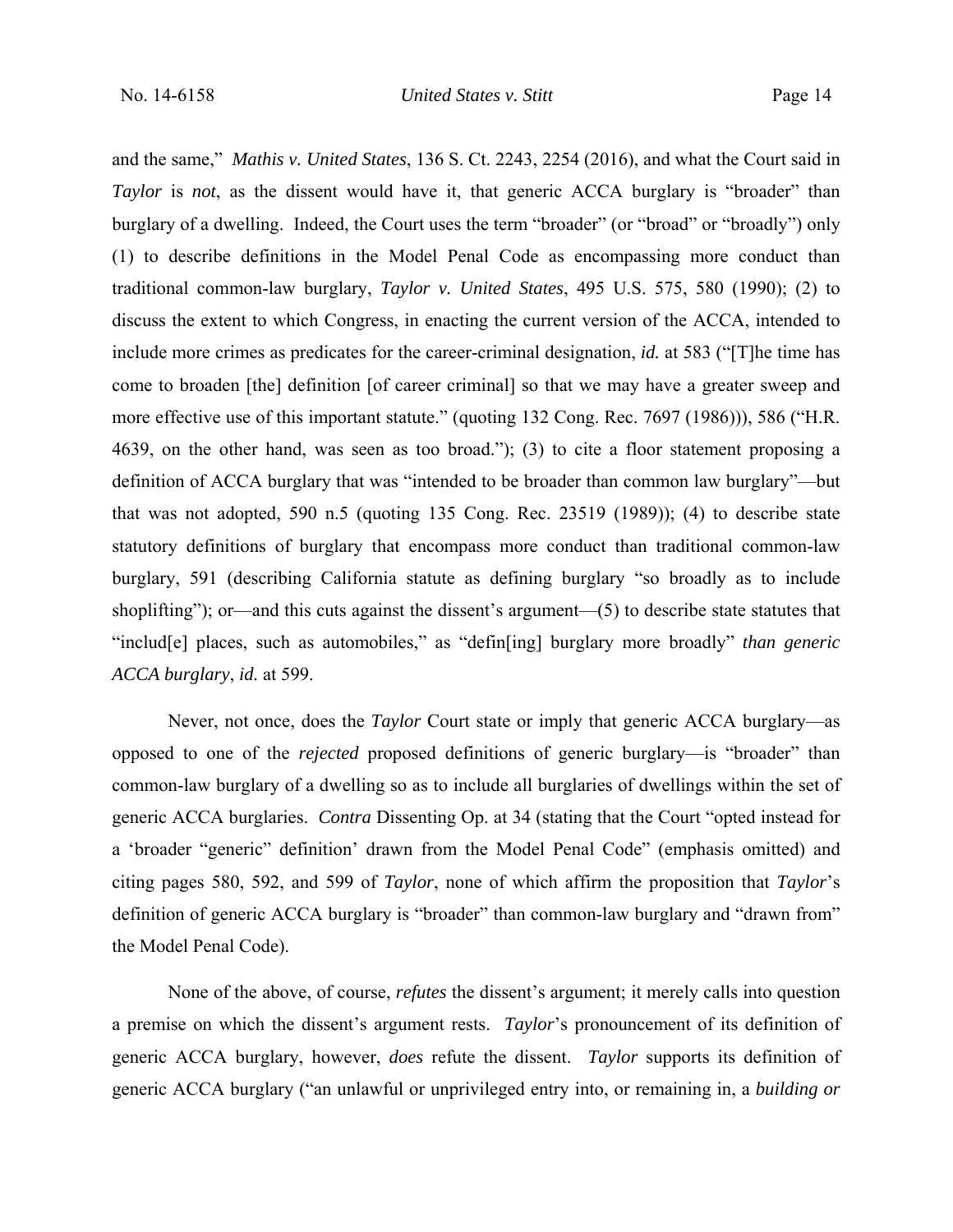and the same," *Mathis v. United States*, 136 S. Ct. 2243, 2254 (2016), and what the Court said in *Taylor* is *not*, as the dissent would have it, that generic ACCA burglary is "broader" than burglary of a dwelling. Indeed, the Court uses the term "broader" (or "broad" or "broadly") only (1) to describe definitions in the Model Penal Code as encompassing more conduct than traditional common-law burglary, *Taylor v. United States*, 495 U.S. 575, 580 (1990); (2) to discuss the extent to which Congress, in enacting the current version of the ACCA, intended to include more crimes as predicates for the career-criminal designation, *id.* at 583 ("[T]he time has come to broaden [the] definition [of career criminal] so that we may have a greater sweep and more effective use of this important statute." (quoting 132 Cong. Rec. 7697 (1986))), 586 ("H.R. 4639, on the other hand, was seen as too broad."); (3) to cite a floor statement proposing a definition of ACCA burglary that was "intended to be broader than common law burglary"—but that was not adopted, 590 n.5 (quoting 135 Cong. Rec. 23519 (1989)); (4) to describe state statutory definitions of burglary that encompass more conduct than traditional common-law burglary, 591 (describing California statute as defining burglary "so broadly as to include shoplifting"); or—and this cuts against the dissent's argument—(5) to describe state statutes that "includ[e] places, such as automobiles," as "defin[ing] burglary more broadly" *than generic ACCA burglary*, *id.* at 599.

Never, not once, does the *Taylor* Court state or imply that generic ACCA burglary—as opposed to one of the *rejected* proposed definitions of generic burglary—is "broader" than common-law burglary of a dwelling so as to include all burglaries of dwellings within the set of generic ACCA burglaries. *Contra* Dissenting Op. at 34 (stating that the Court "opted instead for a 'broader "generic" definition' drawn from the Model Penal Code" (emphasis omitted) and citing pages 580, 592, and 599 of *Taylor*, none of which affirm the proposition that *Taylor*'s definition of generic ACCA burglary is "broader" than common-law burglary and "drawn from" the Model Penal Code).

None of the above, of course, *refutes* the dissent's argument; it merely calls into question a premise on which the dissent's argument rests. *Taylor*'s pronouncement of its definition of generic ACCA burglary, however, *does* refute the dissent. *Taylor* supports its definition of generic ACCA burglary ("an unlawful or unprivileged entry into, or remaining in, a *building or*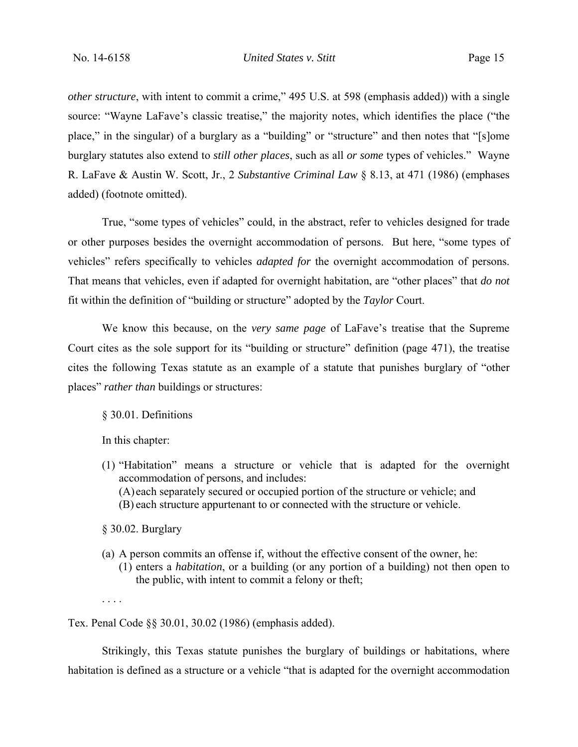*other structure*, with intent to commit a crime," 495 U.S. at 598 (emphasis added)) with a single source: "Wayne LaFave's classic treatise," the majority notes, which identifies the place ("the place," in the singular) of a burglary as a "building" or "structure" and then notes that "[s]ome burglary statutes also extend to *still other places*, such as all *or some* types of vehicles." Wayne R. LaFave & Austin W. Scott, Jr., 2 *Substantive Criminal Law* § 8.13, at 471 (1986) (emphases added) (footnote omitted).

True, "some types of vehicles" could, in the abstract, refer to vehicles designed for trade or other purposes besides the overnight accommodation of persons. But here, "some types of vehicles" refers specifically to vehicles *adapted for* the overnight accommodation of persons. That means that vehicles, even if adapted for overnight habitation, are "other places" that *do not* fit within the definition of "building or structure" adopted by the *Taylor* Court.

We know this because, on the *very same page* of LaFave's treatise that the Supreme Court cites as the sole support for its "building or structure" definition (page 471), the treatise cites the following Texas statute as an example of a statute that punishes burglary of "other places" *rather than* buildings or structures:

> § 30.01. Definitions
>
> In this chapter:
>
> (1) "Habitation" means a structure or vehicle that is adapted for the overnight accommodation of persons, and includes:
> (A) each separately secured or occupied portion of the structure or vehicle; and
> (B) each structure appurtenant to or connected with the structure or vehicle.
>
> § 30.02. Burglary
>
> (a) A person commits an offense if, without the effective consent of the owner, he:
> (1) enters a *habitation*, or a building (or any portion of a building) not then open to the public, with intent to commit a felony or theft;
>
> . . . .

Tex. Penal Code §§ 30.01, 30.02 (1986) (emphasis added).

Strikingly, this Texas statute punishes the burglary of buildings or habitations, where habitation is defined as a structure or a vehicle "that is adapted for the overnight accommodation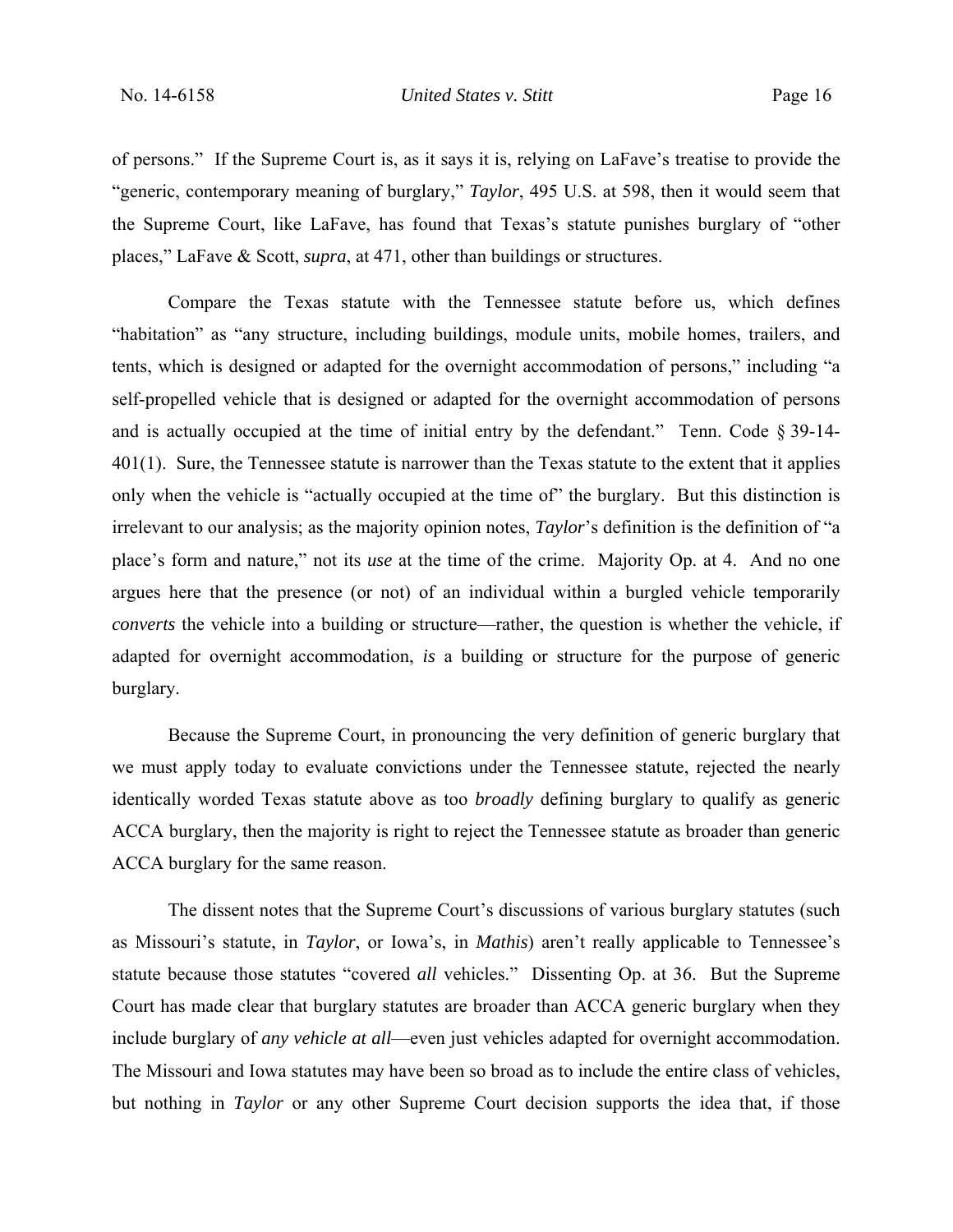of persons." If the Supreme Court is, as it says it is, relying on LaFave's treatise to provide the "generic, contemporary meaning of burglary," *Taylor*, 495 U.S. at 598, then it would seem that the Supreme Court, like LaFave, has found that Texas's statute punishes burglary of "other places," LaFave & Scott, *supra*, at 471, other than buildings or structures.

Compare the Texas statute with the Tennessee statute before us, which defines "habitation" as "any structure, including buildings, module units, mobile homes, trailers, and tents, which is designed or adapted for the overnight accommodation of persons," including "a self-propelled vehicle that is designed or adapted for the overnight accommodation of persons and is actually occupied at the time of initial entry by the defendant." Tenn. Code § 39-14-401(1). Sure, the Tennessee statute is narrower than the Texas statute to the extent that it applies only when the vehicle is "actually occupied at the time of" the burglary. But this distinction is irrelevant to our analysis; as the majority opinion notes, *Taylor*'s definition is the definition of "a place's form and nature," not its *use* at the time of the crime. Majority Op. at 4. And no one argues here that the presence (or not) of an individual within a burgled vehicle temporarily *converts* the vehicle into a building or structure—rather, the question is whether the vehicle, if adapted for overnight accommodation, *is* a building or structure for the purpose of generic burglary.

Because the Supreme Court, in pronouncing the very definition of generic burglary that we must apply today to evaluate convictions under the Tennessee statute, rejected the nearly identically worded Texas statute above as too *broadly* defining burglary to qualify as generic ACCA burglary, then the majority is right to reject the Tennessee statute as broader than generic ACCA burglary for the same reason.

The dissent notes that the Supreme Court's discussions of various burglary statutes (such as Missouri's statute, in *Taylor*, or Iowa's, in *Mathis*) aren't really applicable to Tennessee's statute because those statutes "covered *all* vehicles." Dissenting Op. at 36. But the Supreme Court has made clear that burglary statutes are broader than ACCA generic burglary when they include burglary of *any vehicle at all*—even just vehicles adapted for overnight accommodation. The Missouri and Iowa statutes may have been so broad as to include the entire class of vehicles, but nothing in *Taylor* or any other Supreme Court decision supports the idea that, if those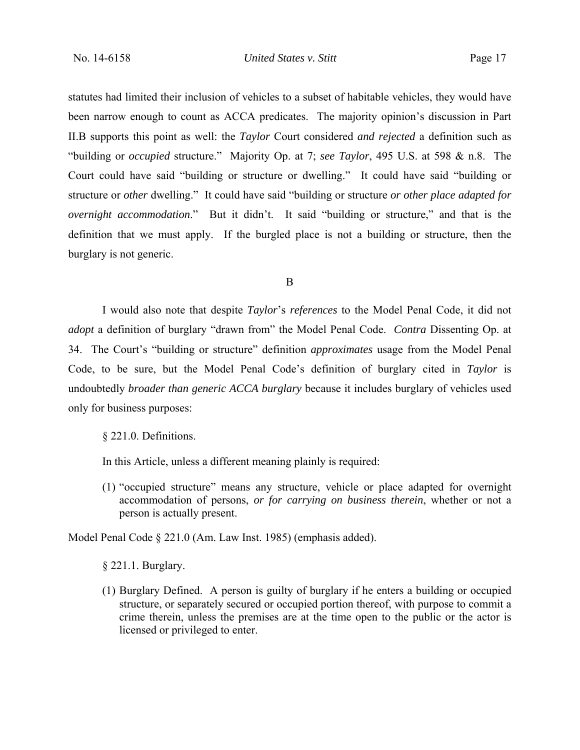statutes had limited their inclusion of vehicles to a subset of habitable vehicles, they would have been narrow enough to count as ACCA predicates. The majority opinion's discussion in Part II.B supports this point as well: the *Taylor* Court considered *and rejected* a definition such as "building or *occupied* structure." Majority Op. at 7; *see Taylor*, 495 U.S. at 598 & n.8. The Court could have said "building or structure or dwelling." It could have said "building or structure or *other* dwelling." It could have said "building or structure *or other place adapted for overnight accommodation*." But it didn't. It said "building or structure," and that is the definition that we must apply. If the burgled place is not a building or structure, then the burglary is not generic.

B

I would also note that despite *Taylor*'s *references* to the Model Penal Code, it did not *adopt* a definition of burglary "drawn from" the Model Penal Code. *Contra* Dissenting Op. at 34. The Court's "building or structure" definition *approximates* usage from the Model Penal Code, to be sure, but the Model Penal Code's definition of burglary cited in *Taylor* is undoubtedly *broader than generic ACCA burglary* because it includes burglary of vehicles used only for business purposes:

> § 221.0. Definitions.
>
> In this Article, unless a different meaning plainly is required:
>
> (1) "occupied structure" means any structure, vehicle or place adapted for overnight accommodation of persons, *or for carrying on business therein*, whether or not a person is actually present.

Model Penal Code § 221.0 (Am. Law Inst. 1985) (emphasis added).

> § 221.1. Burglary.
>
> (1) Burglary Defined. A person is guilty of burglary if he enters a building or occupied structure, or separately secured or occupied portion thereof, with purpose to commit a crime therein, unless the premises are at the time open to the public or the actor is licensed or privileged to enter.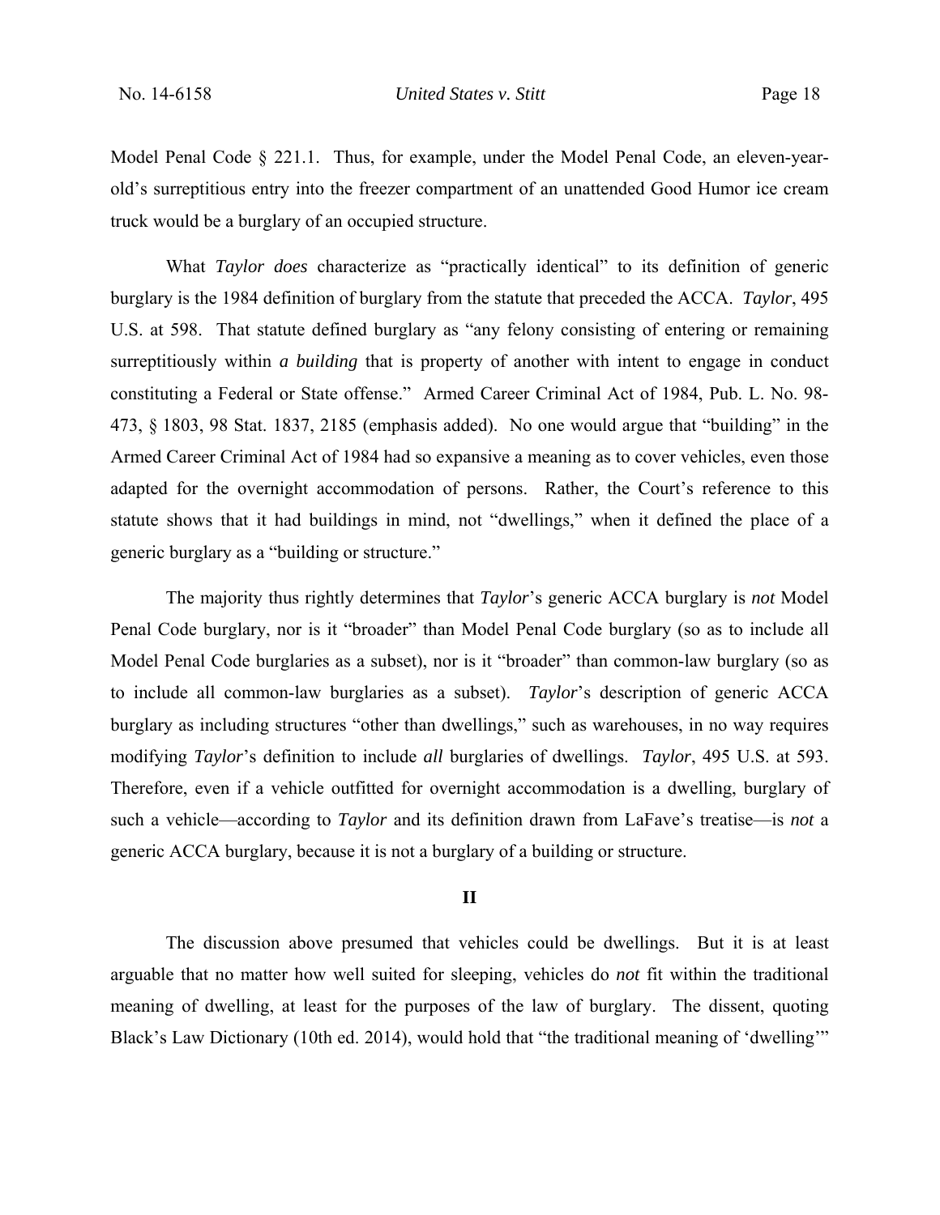Model Penal Code § 221.1. Thus, for example, under the Model Penal Code, an eleven-year-old's surreptitious entry into the freezer compartment of an unattended Good Humor ice cream truck would be a burglary of an occupied structure.

What *Taylor does* characterize as "practically identical" to its definition of generic burglary is the 1984 definition of burglary from the statute that preceded the ACCA. *Taylor*, 495 U.S. at 598. That statute defined burglary as "any felony consisting of entering or remaining surreptitiously within *a building* that is property of another with intent to engage in conduct constituting a Federal or State offense." Armed Career Criminal Act of 1984, Pub. L. No. 98-473, § 1803, 98 Stat. 1837, 2185 (emphasis added). No one would argue that "building" in the Armed Career Criminal Act of 1984 had so expansive a meaning as to cover vehicles, even those adapted for the overnight accommodation of persons. Rather, the Court's reference to this statute shows that it had buildings in mind, not "dwellings," when it defined the place of a generic burglary as a "building or structure."

The majority thus rightly determines that *Taylor*'s generic ACCA burglary is *not* Model Penal Code burglary, nor is it "broader" than Model Penal Code burglary (so as to include all Model Penal Code burglaries as a subset), nor is it "broader" than common-law burglary (so as to include all common-law burglaries as a subset). *Taylor*'s description of generic ACCA burglary as including structures "other than dwellings," such as warehouses, in no way requires modifying *Taylor*'s definition to include *all* burglaries of dwellings. *Taylor*, 495 U.S. at 593. Therefore, even if a vehicle outfitted for overnight accommodation is a dwelling, burglary of such a vehicle—according to *Taylor* and its definition drawn from LaFave's treatise—is *not* a generic ACCA burglary, because it is not a burglary of a building or structure.

## II

The discussion above presumed that vehicles could be dwellings. But it is at least arguable that no matter how well suited for sleeping, vehicles do *not* fit within the traditional meaning of dwelling, at least for the purposes of the law of burglary. The dissent, quoting Black's Law Dictionary (10th ed. 2014), would hold that "the traditional meaning of 'dwelling'"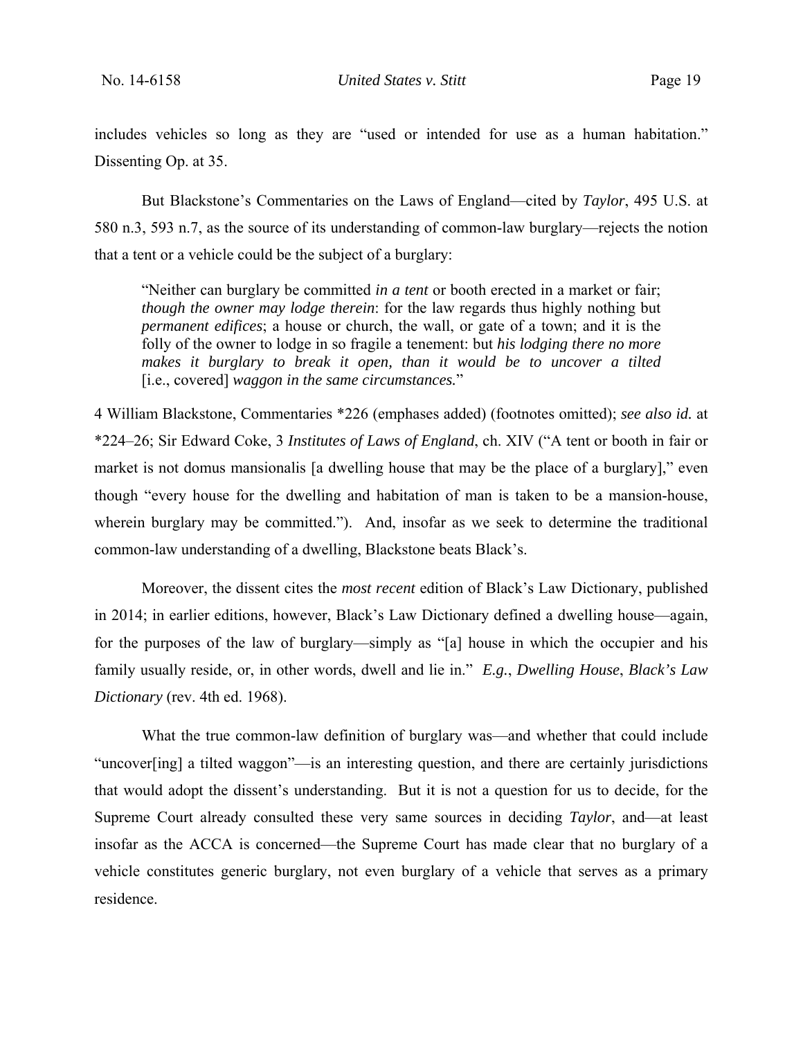includes vehicles so long as they are "used or intended for use as a human habitation." Dissenting Op. at 35.

But Blackstone's Commentaries on the Laws of England—cited by *Taylor*, 495 U.S. at 580 n.3, 593 n.7, as the source of its understanding of common-law burglary—rejects the notion that a tent or a vehicle could be the subject of a burglary:

> "Neither can burglary be committed *in a tent* or booth erected in a market or fair; *though the owner may lodge therein*: for the law regards thus highly nothing but *permanent edifices*; a house or church, the wall, or gate of a town; and it is the folly of the owner to lodge in so fragile a tenement: but *his lodging there no more makes it burglary to break it open, than it would be to uncover a tilted* [i.e., covered] *waggon in the same circumstances.*"

4 William Blackstone, Commentaries *226 (emphases added) (footnotes omitted); *see also id.* at *224–26; Sir Edward Coke, 3 *Institutes of Laws of England*, ch. XIV ("A tent or booth in fair or market is not domus mansionalis [a dwelling house that may be the place of a burglary]," even though "every house for the dwelling and habitation of man is taken to be a mansion-house, wherein burglary may be committed."). And, insofar as we seek to determine the traditional common-law understanding of a dwelling, Blackstone beats Black's.

Moreover, the dissent cites the *most recent* edition of Black's Law Dictionary, published in 2014; in earlier editions, however, Black's Law Dictionary defined a dwelling house—again, for the purposes of the law of burglary—simply as "[a] house in which the occupier and his family usually reside, or, in other words, dwell and lie in." *E.g.*, *Dwelling House*, *Black's Law Dictionary* (rev. 4th ed. 1968).

What the true common-law definition of burglary was—and whether that could include "uncover[ing] a tilted waggon"—is an interesting question, and there are certainly jurisdictions that would adopt the dissent's understanding. But it is not a question for us to decide, for the Supreme Court already consulted these very same sources in deciding *Taylor*, and—at least insofar as the ACCA is concerned—the Supreme Court has made clear that no burglary of a vehicle constitutes generic burglary, not even burglary of a vehicle that serves as a primary residence.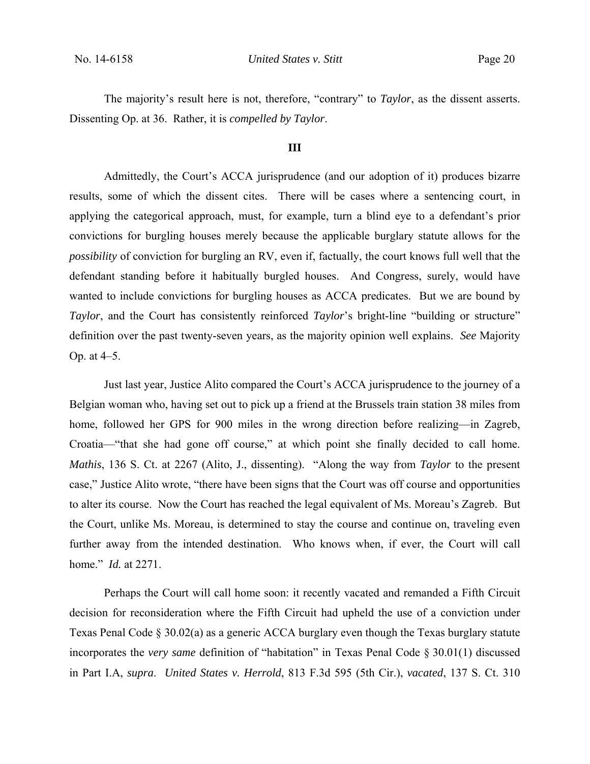The majority's result here is not, therefore, "contrary" to *Taylor*, as the dissent asserts. Dissenting Op. at 36. Rather, it is *compelled by Taylor*.

**III**

Admittedly, the Court's ACCA jurisprudence (and our adoption of it) produces bizarre results, some of which the dissent cites. There will be cases where a sentencing court, in applying the categorical approach, must, for example, turn a blind eye to a defendant's prior convictions for burgling houses merely because the applicable burglary statute allows for the *possibility* of conviction for burgling an RV, even if, factually, the court knows full well that the defendant standing before it habitually burgled houses. And Congress, surely, would have wanted to include convictions for burgling houses as ACCA predicates. But we are bound by *Taylor*, and the Court has consistently reinforced *Taylor*'s bright-line "building or structure" definition over the past twenty-seven years, as the majority opinion well explains. *See* Majority Op. at 4–5.

Just last year, Justice Alito compared the Court's ACCA jurisprudence to the journey of a Belgian woman who, having set out to pick up a friend at the Brussels train station 38 miles from home, followed her GPS for 900 miles in the wrong direction before realizing—in Zagreb, Croatia—"that she had gone off course," at which point she finally decided to call home. *Mathis*, 136 S. Ct. at 2267 (Alito, J., dissenting). "Along the way from *Taylor* to the present case," Justice Alito wrote, "there have been signs that the Court was off course and opportunities to alter its course. Now the Court has reached the legal equivalent of Ms. Moreau's Zagreb. But the Court, unlike Ms. Moreau, is determined to stay the course and continue on, traveling even further away from the intended destination. Who knows when, if ever, the Court will call home." *Id.* at 2271.

Perhaps the Court will call home soon: it recently vacated and remanded a Fifth Circuit decision for reconsideration where the Fifth Circuit had upheld the use of a conviction under Texas Penal Code § 30.02(a) as a generic ACCA burglary even though the Texas burglary statute incorporates the *very same* definition of "habitation" in Texas Penal Code § 30.01(1) discussed in Part I.A, *supra*. *United States v. Herrold*, 813 F.3d 595 (5th Cir.), *vacated*, 137 S. Ct. 310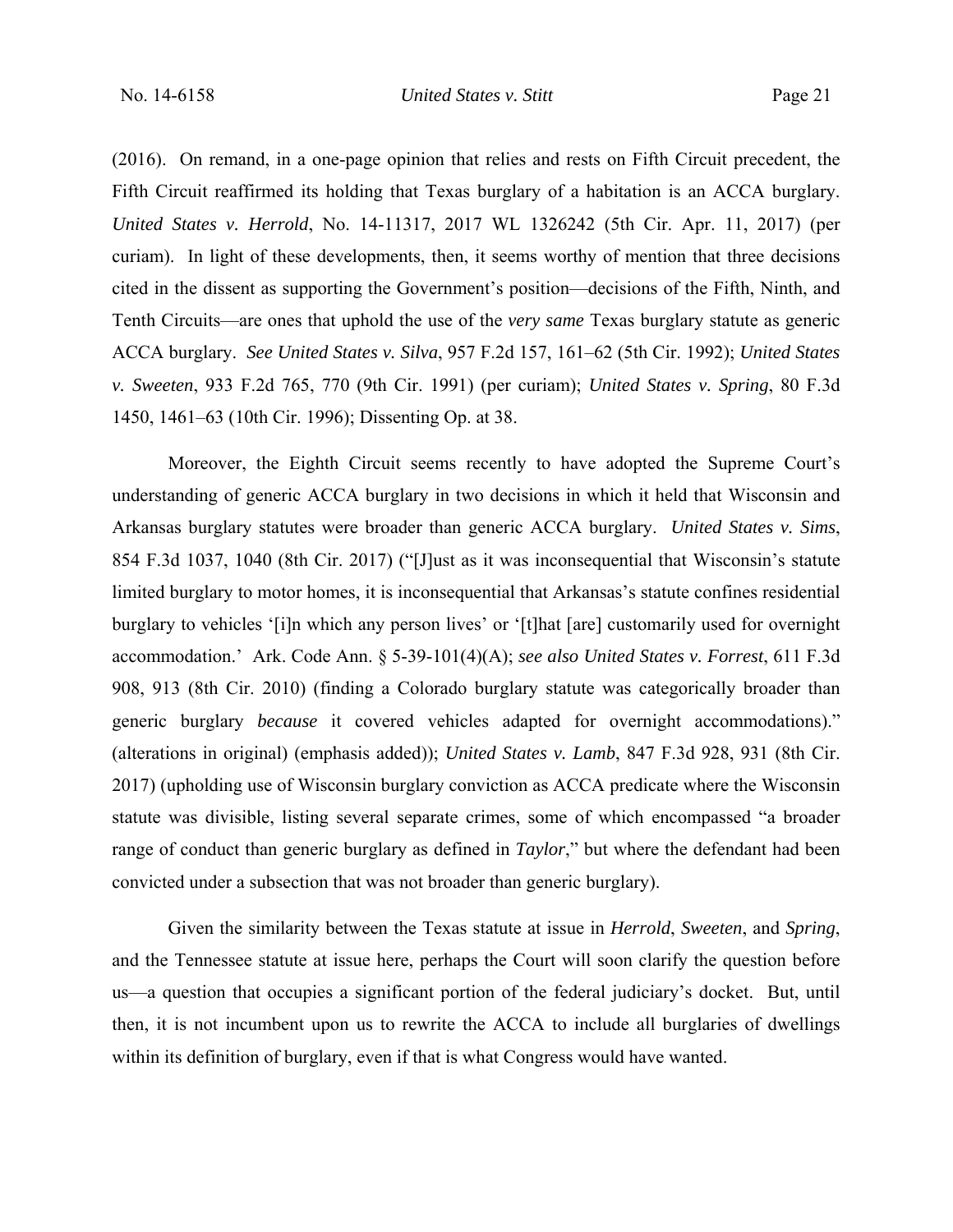(2016). On remand, in a one-page opinion that relies and rests on Fifth Circuit precedent, the Fifth Circuit reaffirmed its holding that Texas burglary of a habitation is an ACCA burglary. *United States v. Herrold*, No. 14-11317, 2017 WL 1326242 (5th Cir. Apr. 11, 2017) (per curiam). In light of these developments, then, it seems worthy of mention that three decisions cited in the dissent as supporting the Government's position—decisions of the Fifth, Ninth, and Tenth Circuits—are ones that uphold the use of the *very same* Texas burglary statute as generic ACCA burglary. *See United States v. Silva*, 957 F.2d 157, 161–62 (5th Cir. 1992); *United States v. Sweeten*, 933 F.2d 765, 770 (9th Cir. 1991) (per curiam); *United States v. Spring*, 80 F.3d 1450, 1461–63 (10th Cir. 1996); Dissenting Op. at 38.

Moreover, the Eighth Circuit seems recently to have adopted the Supreme Court's understanding of generic ACCA burglary in two decisions in which it held that Wisconsin and Arkansas burglary statutes were broader than generic ACCA burglary. *United States v. Sims*, 854 F.3d 1037, 1040 (8th Cir. 2017) ("[J]ust as it was inconsequential that Wisconsin's statute limited burglary to motor homes, it is inconsequential that Arkansas's statute confines residential burglary to vehicles '[i]n which any person lives' or '[t]hat [are] customarily used for overnight accommodation.' Ark. Code Ann. § 5-39-101(4)(A); *see also United States v. Forrest*, 611 F.3d 908, 913 (8th Cir. 2010) (finding a Colorado burglary statute was categorically broader than generic burglary *because* it covered vehicles adapted for overnight accommodations)." (alterations in original) (emphasis added)); *United States v. Lamb*, 847 F.3d 928, 931 (8th Cir. 2017) (upholding use of Wisconsin burglary conviction as ACCA predicate where the Wisconsin statute was divisible, listing several separate crimes, some of which encompassed "a broader range of conduct than generic burglary as defined in *Taylor*," but where the defendant had been convicted under a subsection that was not broader than generic burglary).

Given the similarity between the Texas statute at issue in *Herrold*, *Sweeten*, and *Spring*, and the Tennessee statute at issue here, perhaps the Court will soon clarify the question before us—a question that occupies a significant portion of the federal judiciary's docket. But, until then, it is not incumbent upon us to rewrite the ACCA to include all burglaries of dwellings within its definition of burglary, even if that is what Congress would have wanted.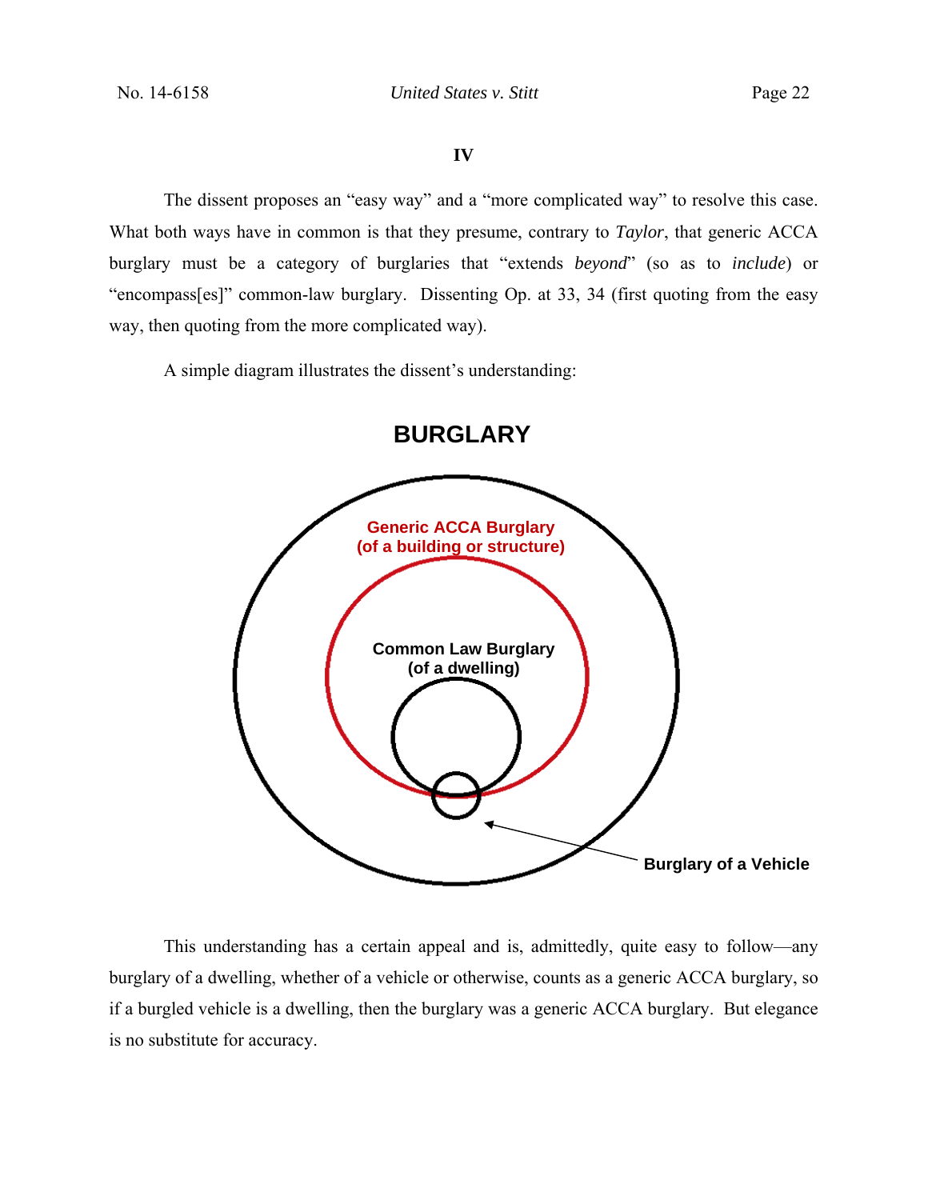### IV

The dissent proposes an "easy way" and a "more complicated way" to resolve this case. What both ways have in common is that they presume, contrary to *Taylor*, that generic ACCA burglary must be a category of burglaries that "extends *beyond*" (so as to *include*) or "encompass[es]" common-law burglary. Dissenting Op. at 33, 34 (first quoting from the easy way, then quoting from the more complicated way).

A simple diagram illustrates the dissent's understanding:

**BURGLARY**

**Generic ACCA Burglary (of a building or structure)**

**Common Law Burglary (of a dwelling)**

**Burglary of a Vehicle**

This understanding has a certain appeal and is, admittedly, quite easy to follow—any burglary of a dwelling, whether of a vehicle or otherwise, counts as a generic ACCA burglary, so if a burgled vehicle is a dwelling, then the burglary was a generic ACCA burglary. But elegance is no substitute for accuracy.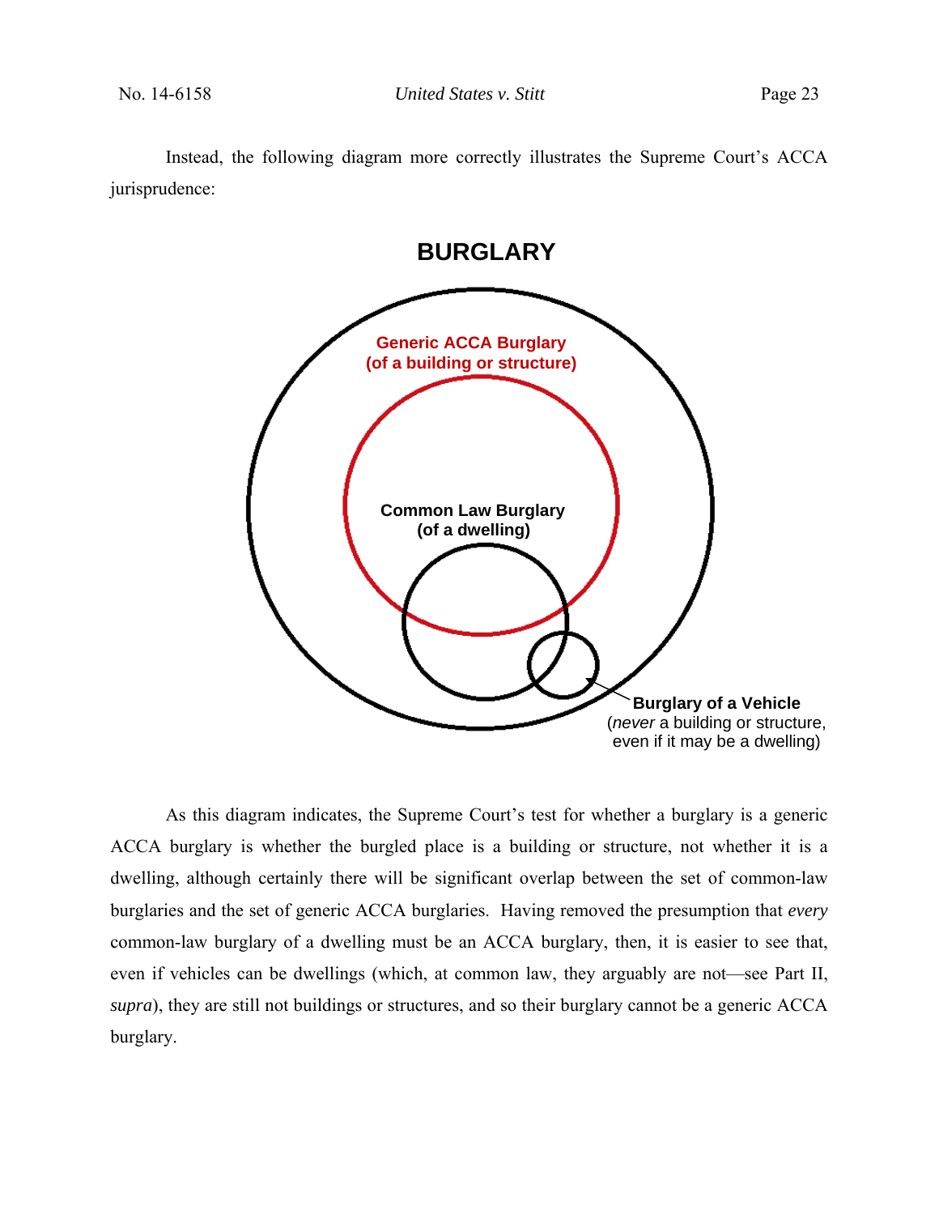Instead, the following diagram more correctly illustrates the Supreme Court's ACCA jurisprudence:

**BURGLARY**

**Generic ACCA Burglary (of a building or structure)**

**Common Law Burglary (of a dwelling)**

**Burglary of a Vehicle** (*never* a building or structure, even if it may be a dwelling)

As this diagram indicates, the Supreme Court's test for whether a burglary is a generic ACCA burglary is whether the burgled place is a building or structure, not whether it is a dwelling, although certainly there will be significant overlap between the set of common-law burglaries and the set of generic ACCA burglaries. Having removed the presumption that *every* common-law burglary of a dwelling must be an ACCA burglary, then, it is easier to see that, even if vehicles can be dwellings (which, at common law, they arguably are not—see Part II, *supra*), they are still not buildings or structures, and so their burglary cannot be a generic ACCA burglary.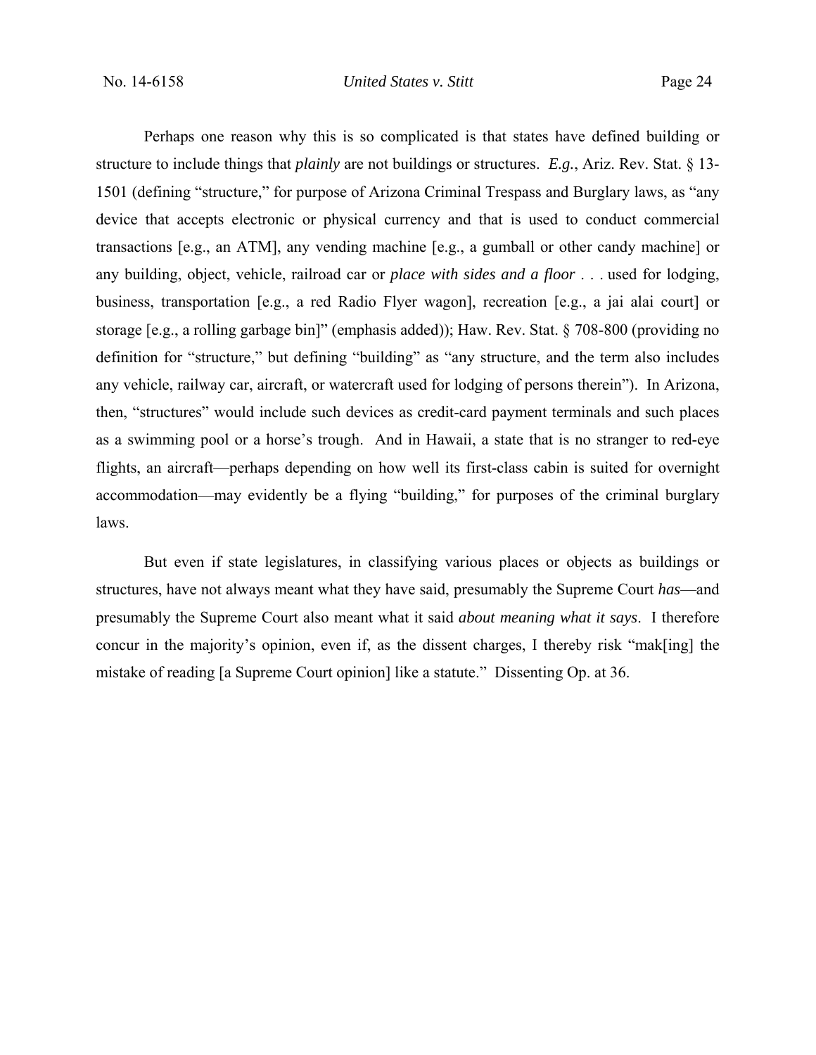Perhaps one reason why this is so complicated is that states have defined building or structure to include things that *plainly* are not buildings or structures. *E.g.*, Ariz. Rev. Stat. § 13-1501 (defining "structure," for purpose of Arizona Criminal Trespass and Burglary laws, as "any device that accepts electronic or physical currency and that is used to conduct commercial transactions [e.g., an ATM], any vending machine [e.g., a gumball or other candy machine] or any building, object, vehicle, railroad car or *place with sides and a floor* . . . used for lodging, business, transportation [e.g., a red Radio Flyer wagon], recreation [e.g., a jai alai court] or storage [e.g., a rolling garbage bin]" (emphasis added)); Haw. Rev. Stat. § 708-800 (providing no definition for "structure," but defining "building" as "any structure, and the term also includes any vehicle, railway car, aircraft, or watercraft used for lodging of persons therein"). In Arizona, then, "structures" would include such devices as credit-card payment terminals and such places as a swimming pool or a horse's trough. And in Hawaii, a state that is no stranger to red-eye flights, an aircraft—perhaps depending on how well its first-class cabin is suited for overnight accommodation—may evidently be a flying "building," for purposes of the criminal burglary laws.

But even if state legislatures, in classifying various places or objects as buildings or structures, have not always meant what they have said, presumably the Supreme Court *has*—and presumably the Supreme Court also meant what it said *about meaning what it says*. I therefore concur in the majority's opinion, even if, as the dissent charges, I thereby risk "mak[ing] the mistake of reading [a Supreme Court opinion] like a statute." Dissenting Op. at 36.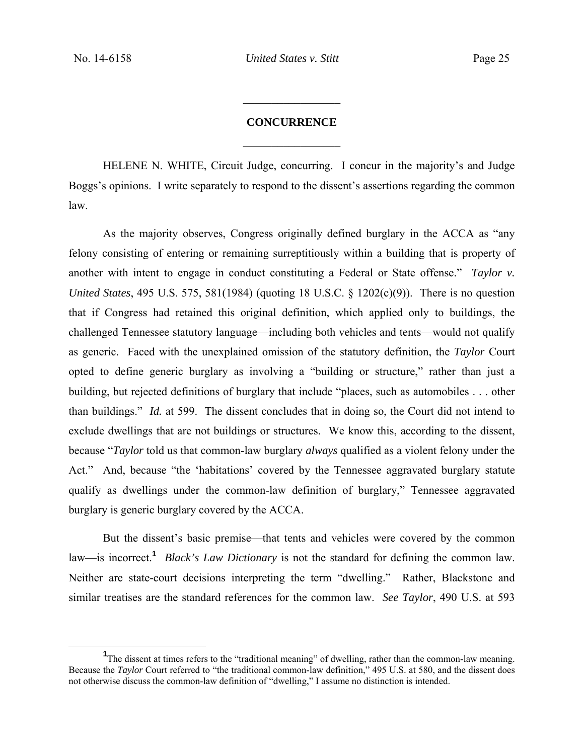## CONCURRENCE

HELENE N. WHITE, Circuit Judge, concurring. I concur in the majority's and Judge Boggs's opinions. I write separately to respond to the dissent's assertions regarding the common law.

As the majority observes, Congress originally defined burglary in the ACCA as "any felony consisting of entering or remaining surreptitiously within a building that is property of another with intent to engage in conduct constituting a Federal or State offense." *Taylor v. United States*, 495 U.S. 575, 581(1984) (quoting 18 U.S.C. § 1202(c)(9)). There is no question that if Congress had retained this original definition, which applied only to buildings, the challenged Tennessee statutory language—including both vehicles and tents—would not qualify as generic. Faced with the unexplained omission of the statutory definition, the *Taylor* Court opted to define generic burglary as involving a "building or structure," rather than just a building, but rejected definitions of burglary that include "places, such as automobiles . . . other than buildings." *Id.* at 599. The dissent concludes that in doing so, the Court did not intend to exclude dwellings that are not buildings or structures. We know this, according to the dissent, because "*Taylor* told us that common-law burglary *always* qualified as a violent felony under the Act." And, because "the 'habitations' covered by the Tennessee aggravated burglary statute qualify as dwellings under the common-law definition of burglary," Tennessee aggravated burglary is generic burglary covered by the ACCA.

But the dissent's basic premise—that tents and vehicles were covered by the common law—is incorrect.[1] *Black's Law Dictionary* is not the standard for defining the common law. Neither are state-court decisions interpreting the term "dwelling." Rather, Blackstone and similar treatises are the standard references for the common law. *See Taylor*, 490 U.S. at 593

[1] The dissent at times refers to the "traditional meaning" of dwelling, rather than the common-law meaning. Because the *Taylor* Court referred to "the traditional common-law definition," 495 U.S. at 580, and the dissent does not otherwise discuss the common-law definition of "dwelling," I assume no distinction is intended.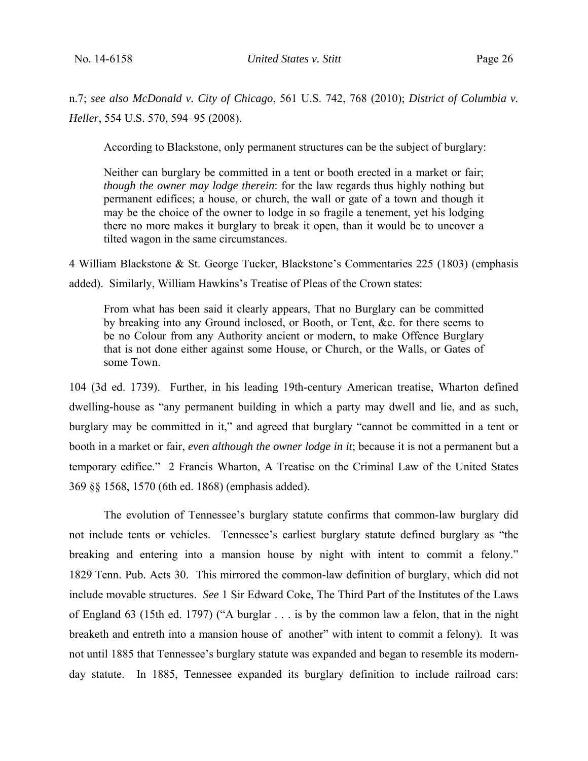n.7; *see also McDonald v. City of Chicago*, 561 U.S. 742, 768 (2010); *District of Columbia v. Heller*, 554 U.S. 570, 594–95 (2008).

According to Blackstone, only permanent structures can be the subject of burglary:

> Neither can burglary be committed in a tent or booth erected in a market or fair; *though the owner may lodge therein*: for the law regards thus highly nothing but permanent edifices; a house, or church, the wall or gate of a town and though it may be the choice of the owner to lodge in so fragile a tenement, yet his lodging there no more makes it burglary to break it open, than it would be to uncover a tilted wagon in the same circumstances.

4 William Blackstone & St. George Tucker, Blackstone's Commentaries 225 (1803) (emphasis added). Similarly, William Hawkins's Treatise of Pleas of the Crown states:

> From what has been said it clearly appears, That no Burglary can be committed by breaking into any Ground inclosed, or Booth, or Tent, &c. for there seems to be no Colour from any Authority ancient or modern, to make Offence Burglary that is not done either against some House, or Church, or the Walls, or Gates of some Town.

104 (3d ed. 1739). Further, in his leading 19th-century American treatise, Wharton defined dwelling-house as "any permanent building in which a party may dwell and lie, and as such, burglary may be committed in it," and agreed that burglary "cannot be committed in a tent or booth in a market or fair, *even although the owner lodge in it*; because it is not a permanent but a temporary edifice." 2 Francis Wharton, A Treatise on the Criminal Law of the United States 369 §§ 1568, 1570 (6th ed. 1868) (emphasis added).

The evolution of Tennessee's burglary statute confirms that common-law burglary did not include tents or vehicles. Tennessee's earliest burglary statute defined burglary as "the breaking and entering into a mansion house by night with intent to commit a felony." 1829 Tenn. Pub. Acts 30. This mirrored the common-law definition of burglary, which did not include movable structures. *See* 1 Sir Edward Coke, The Third Part of the Institutes of the Laws of England 63 (15th ed. 1797) ("A burglar . . . is by the common law a felon, that in the night breaketh and entreth into a mansion house of another" with intent to commit a felony). It was not until 1885 that Tennessee's burglary statute was expanded and began to resemble its modern-day statute. In 1885, Tennessee expanded its burglary definition to include railroad cars: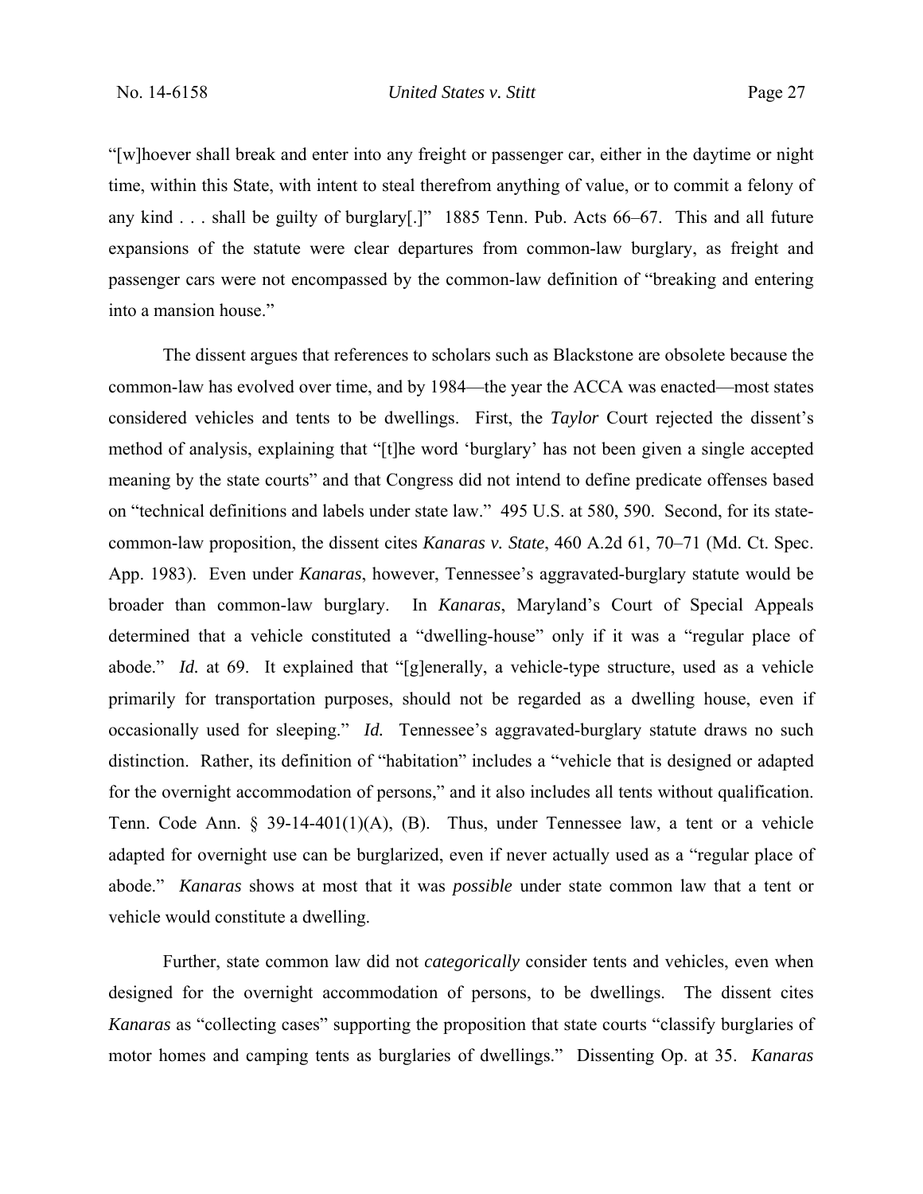"[w]hoever shall break and enter into any freight or passenger car, either in the daytime or night time, within this State, with intent to steal therefrom anything of value, or to commit a felony of any kind . . . shall be guilty of burglary[.]" 1885 Tenn. Pub. Acts 66–67. This and all future expansions of the statute were clear departures from common-law burglary, as freight and passenger cars were not encompassed by the common-law definition of "breaking and entering into a mansion house."

The dissent argues that references to scholars such as Blackstone are obsolete because the common-law has evolved over time, and by 1984—the year the ACCA was enacted—most states considered vehicles and tents to be dwellings. First, the *Taylor* Court rejected the dissent's method of analysis, explaining that "[t]he word 'burglary' has not been given a single accepted meaning by the state courts" and that Congress did not intend to define predicate offenses based on "technical definitions and labels under state law." 495 U.S. at 580, 590. Second, for its state-common-law proposition, the dissent cites *Kanaras v. State*, 460 A.2d 61, 70–71 (Md. Ct. Spec. App. 1983). Even under *Kanaras*, however, Tennessee's aggravated-burglary statute would be broader than common-law burglary. In *Kanaras*, Maryland's Court of Special Appeals determined that a vehicle constituted a "dwelling-house" only if it was a "regular place of abode." *Id.* at 69. It explained that "[g]enerally, a vehicle-type structure, used as a vehicle primarily for transportation purposes, should not be regarded as a dwelling house, even if occasionally used for sleeping." *Id.* Tennessee's aggravated-burglary statute draws no such distinction. Rather, its definition of "habitation" includes a "vehicle that is designed or adapted for the overnight accommodation of persons," and it also includes all tents without qualification. Tenn. Code Ann. § 39-14-401(1)(A), (B). Thus, under Tennessee law, a tent or a vehicle adapted for overnight use can be burglarized, even if never actually used as a "regular place of abode." *Kanaras* shows at most that it was *possible* under state common law that a tent or vehicle would constitute a dwelling.

Further, state common law did not *categorically* consider tents and vehicles, even when designed for the overnight accommodation of persons, to be dwellings. The dissent cites *Kanaras* as "collecting cases" supporting the proposition that state courts "classify burglaries of motor homes and camping tents as burglaries of dwellings." Dissenting Op. at 35. *Kanaras*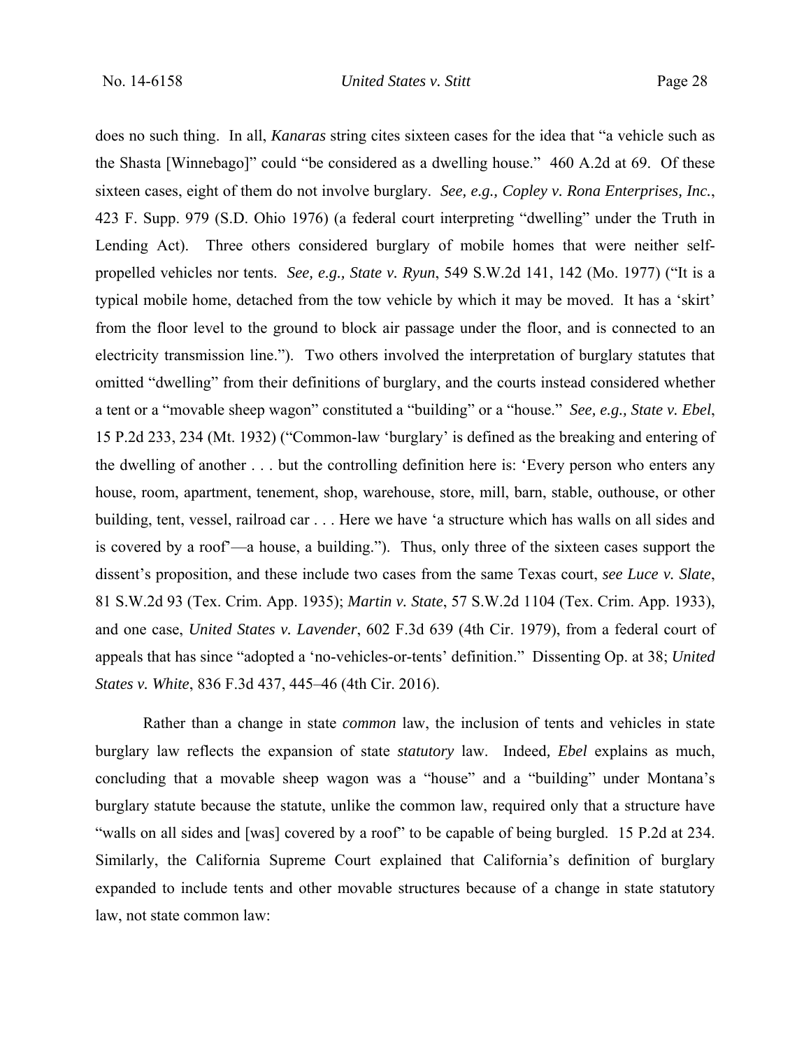does no such thing. In all, *Kanaras* string cites sixteen cases for the idea that "a vehicle such as the Shasta [Winnebago]" could "be considered as a dwelling house." 460 A.2d at 69. Of these sixteen cases, eight of them do not involve burglary. *See, e.g., Copley v. Rona Enterprises, Inc.*, 423 F. Supp. 979 (S.D. Ohio 1976) (a federal court interpreting "dwelling" under the Truth in Lending Act). Three others considered burglary of mobile homes that were neither self-propelled vehicles nor tents. *See, e.g., State v. Ryun*, 549 S.W.2d 141, 142 (Mo. 1977) ("It is a typical mobile home, detached from the tow vehicle by which it may be moved. It has a 'skirt' from the floor level to the ground to block air passage under the floor, and is connected to an electricity transmission line."). Two others involved the interpretation of burglary statutes that omitted "dwelling" from their definitions of burglary, and the courts instead considered whether a tent or a "movable sheep wagon" constituted a "building" or a "house." *See, e.g., State v. Ebel*, 15 P.2d 233, 234 (Mt. 1932) ("Common-law 'burglary' is defined as the breaking and entering of the dwelling of another . . . but the controlling definition here is: 'Every person who enters any house, room, apartment, tenement, shop, warehouse, store, mill, barn, stable, outhouse, or other building, tent, vessel, railroad car . . . Here we have 'a structure which has walls on all sides and is covered by a roof'—a house, a building."). Thus, only three of the sixteen cases support the dissent's proposition, and these include two cases from the same Texas court, *see Luce v. Slate*, 81 S.W.2d 93 (Tex. Crim. App. 1935); *Martin v. State*, 57 S.W.2d 1104 (Tex. Crim. App. 1933), and one case, *United States v. Lavender*, 602 F.3d 639 (4th Cir. 1979), from a federal court of appeals that has since "adopted a 'no-vehicles-or-tents' definition." Dissenting Op. at 38; *United States v. White*, 836 F.3d 437, 445–46 (4th Cir. 2016).

Rather than a change in state *common* law, the inclusion of tents and vehicles in state burglary law reflects the expansion of state *statutory* law. Indeed*, Ebel* explains as much, concluding that a movable sheep wagon was a "house" and a "building" under Montana's burglary statute because the statute, unlike the common law, required only that a structure have "walls on all sides and [was] covered by a roof" to be capable of being burgled. 15 P.2d at 234. Similarly, the California Supreme Court explained that California's definition of burglary expanded to include tents and other movable structures because of a change in state statutory law, not state common law: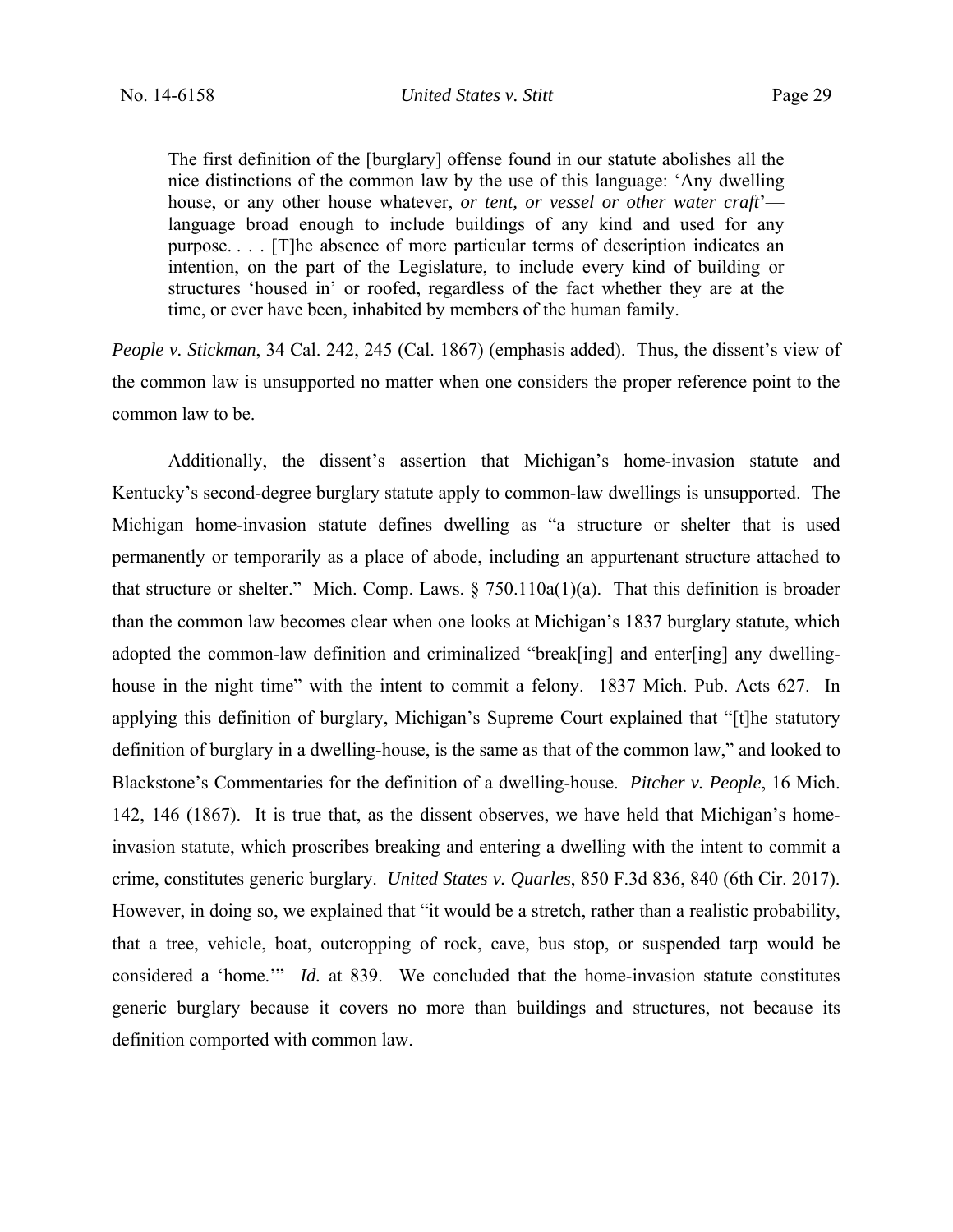> The first definition of the [burglary] offense found in our statute abolishes all the nice distinctions of the common law by the use of this language: 'Any dwelling house, or any other house whatever, *or tent, or vessel or other water craft*'—language broad enough to include buildings of any kind and used for any purpose. . . . [T]he absence of more particular terms of description indicates an intention, on the part of the Legislature, to include every kind of building or structures 'housed in' or roofed, regardless of the fact whether they are at the time, or ever have been, inhabited by members of the human family.

*People v. Stickman*, 34 Cal. 242, 245 (Cal. 1867) (emphasis added). Thus, the dissent's view of the common law is unsupported no matter when one considers the proper reference point to the common law to be.

Additionally, the dissent's assertion that Michigan's home-invasion statute and Kentucky's second-degree burglary statute apply to common-law dwellings is unsupported. The Michigan home-invasion statute defines dwelling as "a structure or shelter that is used permanently or temporarily as a place of abode, including an appurtenant structure attached to that structure or shelter." Mich. Comp. Laws. § 750.110a(1)(a). That this definition is broader than the common law becomes clear when one looks at Michigan's 1837 burglary statute, which adopted the common-law definition and criminalized "break[ing] and enter[ing] any dwelling-house in the night time" with the intent to commit a felony. 1837 Mich. Pub. Acts 627. In applying this definition of burglary, Michigan's Supreme Court explained that "[t]he statutory definition of burglary in a dwelling-house, is the same as that of the common law," and looked to Blackstone's Commentaries for the definition of a dwelling-house. *Pitcher v. People*, 16 Mich. 142, 146 (1867). It is true that, as the dissent observes, we have held that Michigan's home-invasion statute, which proscribes breaking and entering a dwelling with the intent to commit a crime, constitutes generic burglary. *United States v. Quarles*, 850 F.3d 836, 840 (6th Cir. 2017). However, in doing so, we explained that "it would be a stretch, rather than a realistic probability, that a tree, vehicle, boat, outcropping of rock, cave, bus stop, or suspended tarp would be considered a 'home.'" *Id.* at 839. We concluded that the home-invasion statute constitutes generic burglary because it covers no more than buildings and structures, not because its definition comported with common law.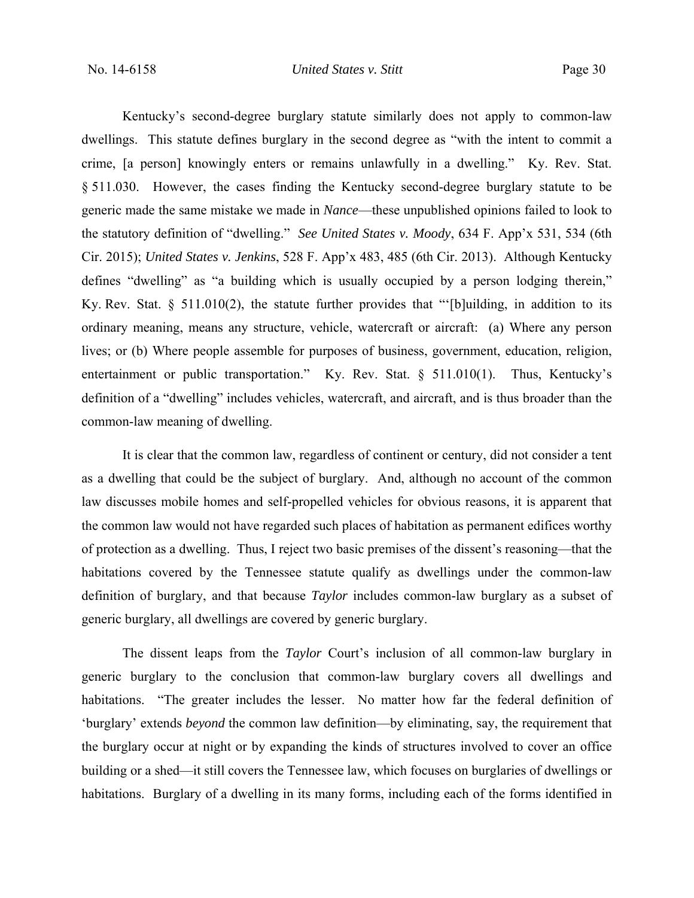Kentucky's second-degree burglary statute similarly does not apply to common-law dwellings. This statute defines burglary in the second degree as "with the intent to commit a crime, [a person] knowingly enters or remains unlawfully in a dwelling." Ky. Rev. Stat. § 511.030. However, the cases finding the Kentucky second-degree burglary statute to be generic made the same mistake we made in *Nance*—these unpublished opinions failed to look to the statutory definition of "dwelling." *See United States v. Moody*, 634 F. App'x 531, 534 (6th Cir. 2015); *United States v. Jenkins*, 528 F. App'x 483, 485 (6th Cir. 2013). Although Kentucky defines "dwelling" as "a building which is usually occupied by a person lodging therein," Ky. Rev. Stat. § 511.010(2), the statute further provides that "'[b]uilding, in addition to its ordinary meaning, means any structure, vehicle, watercraft or aircraft: (a) Where any person lives; or (b) Where people assemble for purposes of business, government, education, religion, entertainment or public transportation." Ky. Rev. Stat. § 511.010(1). Thus, Kentucky's definition of a "dwelling" includes vehicles, watercraft, and aircraft, and is thus broader than the common-law meaning of dwelling.

It is clear that the common law, regardless of continent or century, did not consider a tent as a dwelling that could be the subject of burglary. And, although no account of the common law discusses mobile homes and self-propelled vehicles for obvious reasons, it is apparent that the common law would not have regarded such places of habitation as permanent edifices worthy of protection as a dwelling. Thus, I reject two basic premises of the dissent's reasoning—that the habitations covered by the Tennessee statute qualify as dwellings under the common-law definition of burglary, and that because *Taylor* includes common-law burglary as a subset of generic burglary, all dwellings are covered by generic burglary.

The dissent leaps from the *Taylor* Court's inclusion of all common-law burglary in generic burglary to the conclusion that common-law burglary covers all dwellings and habitations. "The greater includes the lesser. No matter how far the federal definition of 'burglary' extends *beyond* the common law definition—by eliminating, say, the requirement that the burglary occur at night or by expanding the kinds of structures involved to cover an office building or a shed—it still covers the Tennessee law, which focuses on burglaries of dwellings or habitations. Burglary of a dwelling in its many forms, including each of the forms identified in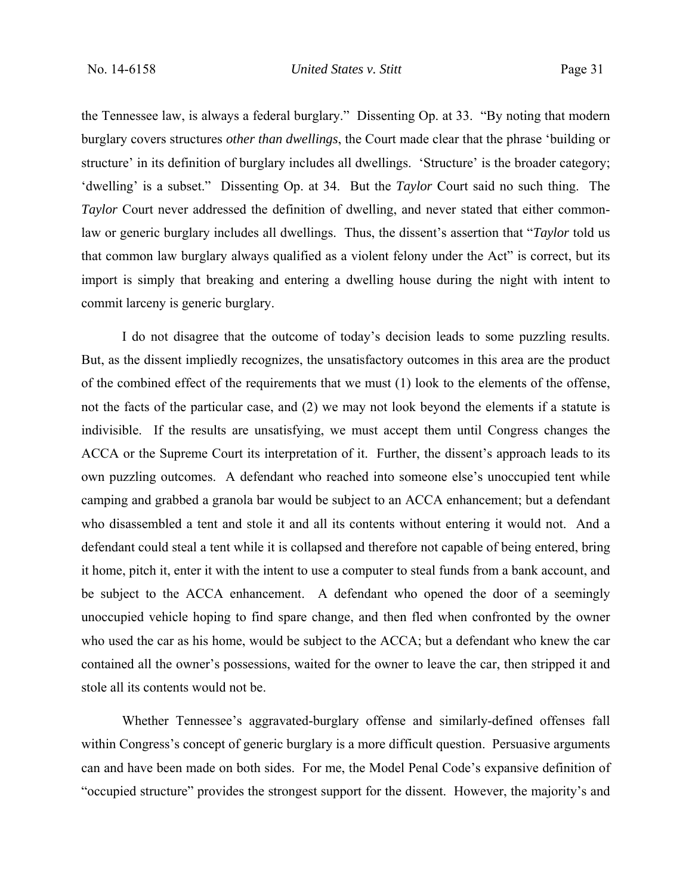the Tennessee law, is always a federal burglary." Dissenting Op. at 33. "By noting that modern burglary covers structures *other than dwellings*, the Court made clear that the phrase 'building or structure' in its definition of burglary includes all dwellings. 'Structure' is the broader category; 'dwelling' is a subset." Dissenting Op. at 34. But the *Taylor* Court said no such thing. The *Taylor* Court never addressed the definition of dwelling, and never stated that either common-law or generic burglary includes all dwellings. Thus, the dissent's assertion that "*Taylor* told us that common law burglary always qualified as a violent felony under the Act" is correct, but its import is simply that breaking and entering a dwelling house during the night with intent to commit larceny is generic burglary.

I do not disagree that the outcome of today's decision leads to some puzzling results. But, as the dissent impliedly recognizes, the unsatisfactory outcomes in this area are the product of the combined effect of the requirements that we must (1) look to the elements of the offense, not the facts of the particular case, and (2) we may not look beyond the elements if a statute is indivisible. If the results are unsatisfying, we must accept them until Congress changes the ACCA or the Supreme Court its interpretation of it. Further, the dissent's approach leads to its own puzzling outcomes. A defendant who reached into someone else's unoccupied tent while camping and grabbed a granola bar would be subject to an ACCA enhancement; but a defendant who disassembled a tent and stole it and all its contents without entering it would not. And a defendant could steal a tent while it is collapsed and therefore not capable of being entered, bring it home, pitch it, enter it with the intent to use a computer to steal funds from a bank account, and be subject to the ACCA enhancement. A defendant who opened the door of a seemingly unoccupied vehicle hoping to find spare change, and then fled when confronted by the owner who used the car as his home, would be subject to the ACCA; but a defendant who knew the car contained all the owner's possessions, waited for the owner to leave the car, then stripped it and stole all its contents would not be.

Whether Tennessee's aggravated-burglary offense and similarly-defined offenses fall within Congress's concept of generic burglary is a more difficult question. Persuasive arguments can and have been made on both sides. For me, the Model Penal Code's expansive definition of "occupied structure" provides the strongest support for the dissent. However, the majority's and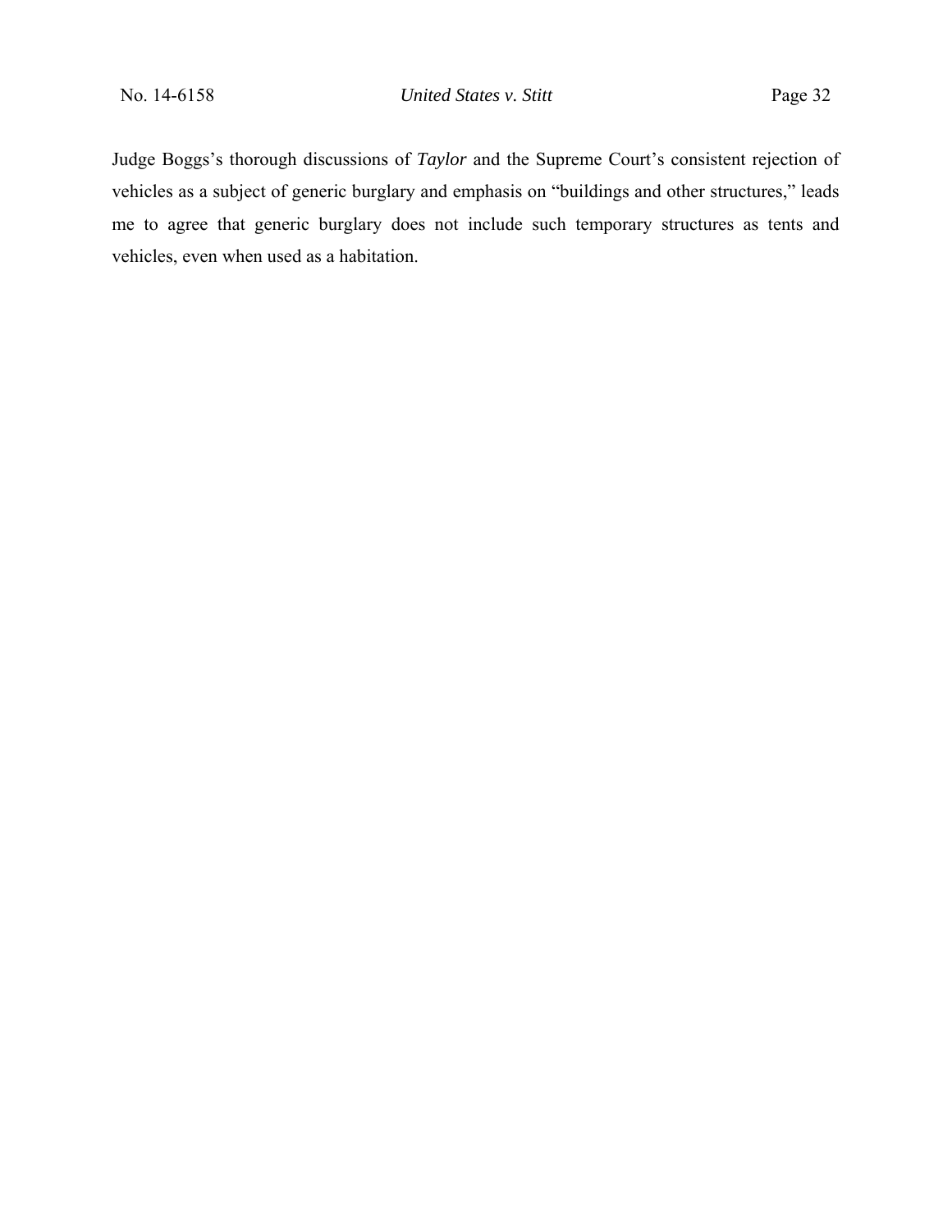Judge Boggs's thorough discussions of *Taylor* and the Supreme Court's consistent rejection of vehicles as a subject of generic burglary and emphasis on "buildings and other structures," leads me to agree that generic burglary does not include such temporary structures as tents and vehicles, even when used as a habitation.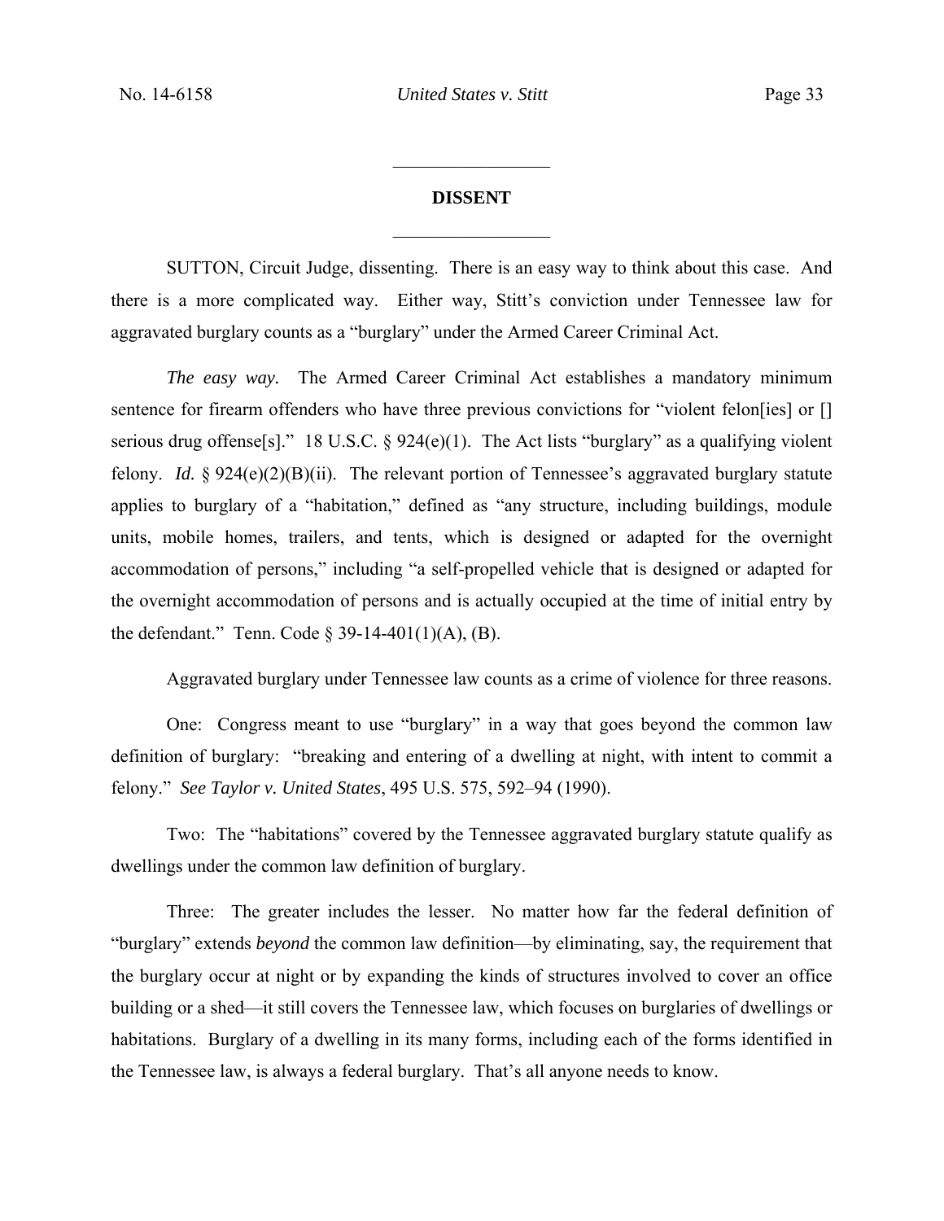## DISSENT

SUTTON, Circuit Judge, dissenting. There is an easy way to think about this case. And there is a more complicated way. Either way, Stitt's conviction under Tennessee law for aggravated burglary counts as a "burglary" under the Armed Career Criminal Act.

*The easy way.* The Armed Career Criminal Act establishes a mandatory minimum sentence for firearm offenders who have three previous convictions for "violent felon[ies] or [] serious drug offense[s]." 18 U.S.C. § 924(e)(1). The Act lists "burglary" as a qualifying violent felony. *Id.* § 924(e)(2)(B)(ii). The relevant portion of Tennessee's aggravated burglary statute applies to burglary of a "habitation," defined as "any structure, including buildings, module units, mobile homes, trailers, and tents, which is designed or adapted for the overnight accommodation of persons," including "a self-propelled vehicle that is designed or adapted for the overnight accommodation of persons and is actually occupied at the time of initial entry by the defendant." Tenn. Code § 39-14-401(1)(A), (B).

Aggravated burglary under Tennessee law counts as a crime of violence for three reasons.

One: Congress meant to use "burglary" in a way that goes beyond the common law definition of burglary: "breaking and entering of a dwelling at night, with intent to commit a felony." *See Taylor v. United States*, 495 U.S. 575, 592–94 (1990).

Two: The "habitations" covered by the Tennessee aggravated burglary statute qualify as dwellings under the common law definition of burglary.

Three: The greater includes the lesser. No matter how far the federal definition of "burglary" extends *beyond* the common law definition—by eliminating, say, the requirement that the burglary occur at night or by expanding the kinds of structures involved to cover an office building or a shed—it still covers the Tennessee law, which focuses on burglaries of dwellings or habitations. Burglary of a dwelling in its many forms, including each of the forms identified in the Tennessee law, is always a federal burglary. That's all anyone needs to know.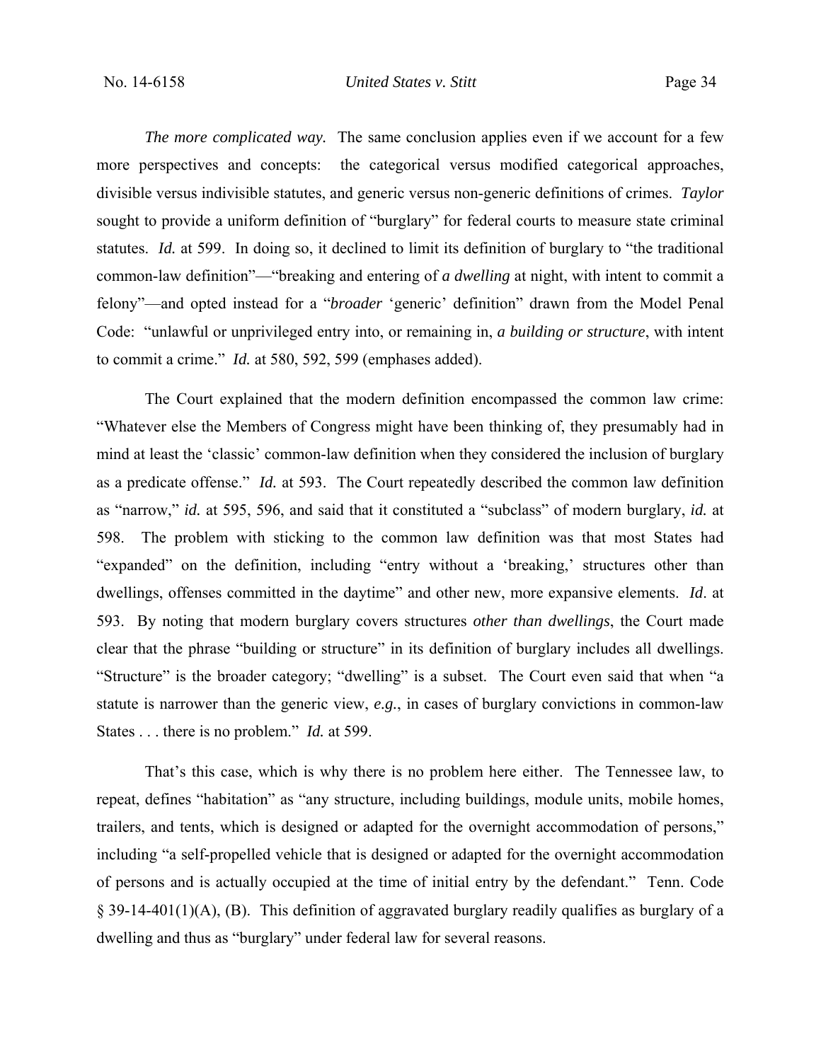*The more complicated way.* The same conclusion applies even if we account for a few more perspectives and concepts: the categorical versus modified categorical approaches, divisible versus indivisible statutes, and generic versus non-generic definitions of crimes. *Taylor* sought to provide a uniform definition of "burglary" for federal courts to measure state criminal statutes. *Id.* at 599. In doing so, it declined to limit its definition of burglary to "the traditional common-law definition"—"breaking and entering of *a dwelling* at night, with intent to commit a felony"—and opted instead for a "*broader* 'generic' definition" drawn from the Model Penal Code: "unlawful or unprivileged entry into, or remaining in, *a building or structure*, with intent to commit a crime." *Id.* at 580, 592, 599 (emphases added).

The Court explained that the modern definition encompassed the common law crime: "Whatever else the Members of Congress might have been thinking of, they presumably had in mind at least the 'classic' common-law definition when they considered the inclusion of burglary as a predicate offense." *Id.* at 593. The Court repeatedly described the common law definition as "narrow," *id.* at 595, 596, and said that it constituted a "subclass" of modern burglary, *id.* at 598. The problem with sticking to the common law definition was that most States had "expanded" on the definition, including "entry without a 'breaking,' structures other than dwellings, offenses committed in the daytime" and other new, more expansive elements. *Id*. at 593. By noting that modern burglary covers structures *other than dwellings*, the Court made clear that the phrase "building or structure" in its definition of burglary includes all dwellings. "Structure" is the broader category; "dwelling" is a subset. The Court even said that when "a statute is narrower than the generic view, *e.g.*, in cases of burglary convictions in common-law States . . . there is no problem." *Id.* at 599.

That's this case, which is why there is no problem here either. The Tennessee law, to repeat, defines "habitation" as "any structure, including buildings, module units, mobile homes, trailers, and tents, which is designed or adapted for the overnight accommodation of persons," including "a self-propelled vehicle that is designed or adapted for the overnight accommodation of persons and is actually occupied at the time of initial entry by the defendant." Tenn. Code § 39-14-401(1)(A), (B). This definition of aggravated burglary readily qualifies as burglary of a dwelling and thus as "burglary" under federal law for several reasons.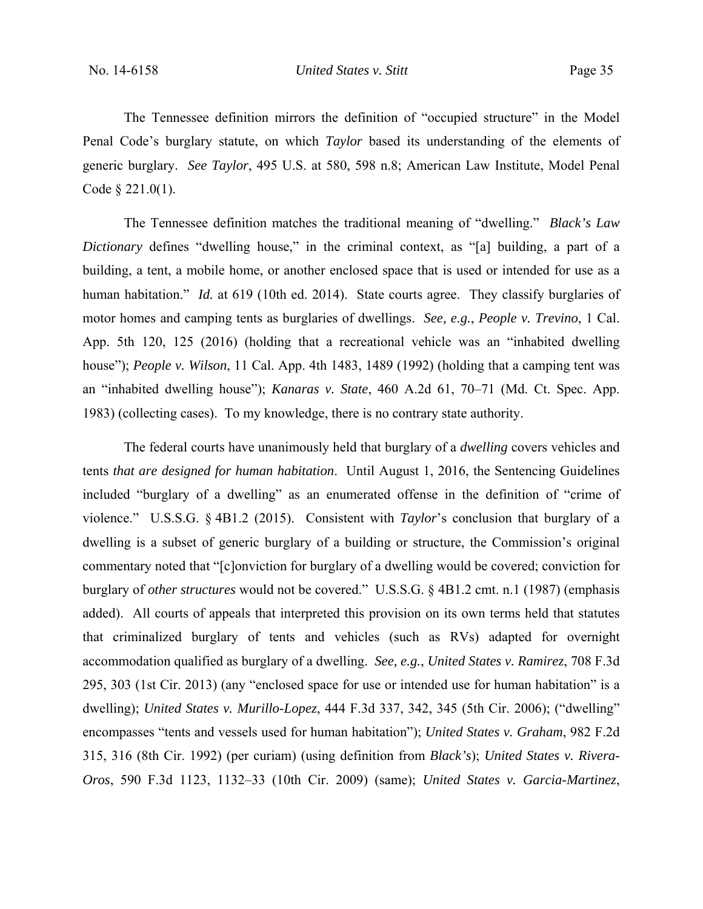The Tennessee definition mirrors the definition of "occupied structure" in the Model Penal Code's burglary statute, on which *Taylor* based its understanding of the elements of generic burglary. *See Taylor*, 495 U.S. at 580, 598 n.8; American Law Institute, Model Penal Code § 221.0(1).

The Tennessee definition matches the traditional meaning of "dwelling." *Black's Law Dictionary* defines "dwelling house," in the criminal context, as "[a] building, a part of a building, a tent, a mobile home, or another enclosed space that is used or intended for use as a human habitation." *Id.* at 619 (10th ed. 2014). State courts agree. They classify burglaries of motor homes and camping tents as burglaries of dwellings. *See, e.g.*, *People v. Trevino*, 1 Cal. App. 5th 120, 125 (2016) (holding that a recreational vehicle was an "inhabited dwelling house"); *People v. Wilson*, 11 Cal. App. 4th 1483, 1489 (1992) (holding that a camping tent was an "inhabited dwelling house"); *Kanaras v. State*, 460 A.2d 61, 70–71 (Md. Ct. Spec. App. 1983) (collecting cases). To my knowledge, there is no contrary state authority.

The federal courts have unanimously held that burglary of a *dwelling* covers vehicles and tents *that are designed for human habitation*. Until August 1, 2016, the Sentencing Guidelines included "burglary of a dwelling" as an enumerated offense in the definition of "crime of violence." U.S.S.G. § 4B1.2 (2015). Consistent with *Taylor*'s conclusion that burglary of a dwelling is a subset of generic burglary of a building or structure, the Commission's original commentary noted that "[c]onviction for burglary of a dwelling would be covered; conviction for burglary of *other structures* would not be covered." U.S.S.G. § 4B1.2 cmt. n.1 (1987) (emphasis added). All courts of appeals that interpreted this provision on its own terms held that statutes that criminalized burglary of tents and vehicles (such as RVs) adapted for overnight accommodation qualified as burglary of a dwelling. *See, e.g.*, *United States v. Ramirez*, 708 F.3d 295, 303 (1st Cir. 2013) (any "enclosed space for use or intended use for human habitation" is a dwelling); *United States v. Murillo-Lopez*, 444 F.3d 337, 342, 345 (5th Cir. 2006); ("dwelling" encompasses "tents and vessels used for human habitation"); *United States v. Graham*, 982 F.2d 315, 316 (8th Cir. 1992) (per curiam) (using definition from *Black's*); *United States v. Rivera-Oros*, 590 F.3d 1123, 1132–33 (10th Cir. 2009) (same); *United States v. Garcia-Martinez*,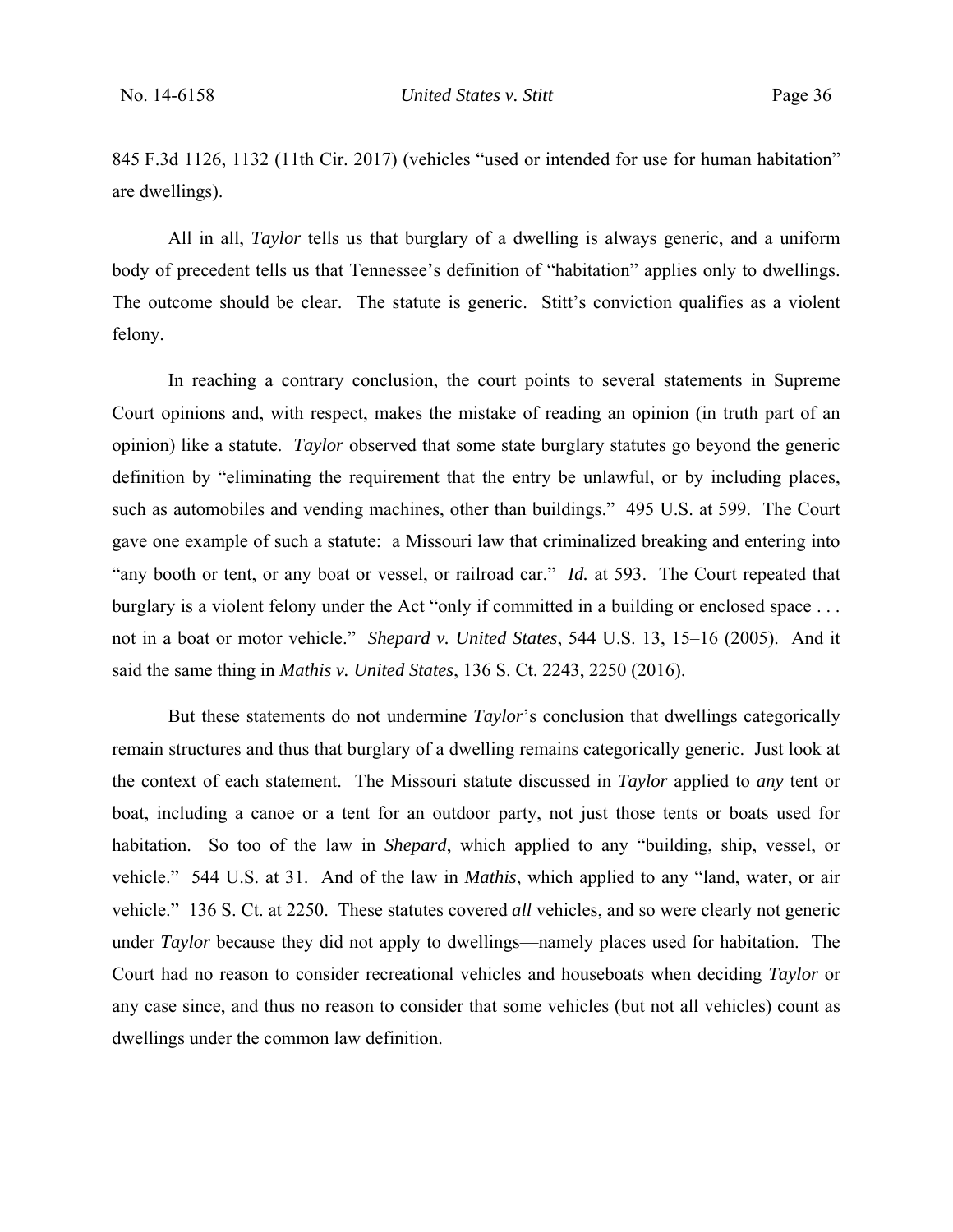845 F.3d 1126, 1132 (11th Cir. 2017) (vehicles "used or intended for use for human habitation" are dwellings).

All in all, *Taylor* tells us that burglary of a dwelling is always generic, and a uniform body of precedent tells us that Tennessee's definition of "habitation" applies only to dwellings. The outcome should be clear. The statute is generic. Stitt's conviction qualifies as a violent felony.

In reaching a contrary conclusion, the court points to several statements in Supreme Court opinions and, with respect, makes the mistake of reading an opinion (in truth part of an opinion) like a statute. *Taylor* observed that some state burglary statutes go beyond the generic definition by "eliminating the requirement that the entry be unlawful, or by including places, such as automobiles and vending machines, other than buildings." 495 U.S. at 599. The Court gave one example of such a statute: a Missouri law that criminalized breaking and entering into "any booth or tent, or any boat or vessel, or railroad car." *Id.* at 593. The Court repeated that burglary is a violent felony under the Act "only if committed in a building or enclosed space . . . not in a boat or motor vehicle." *Shepard v. United States*, 544 U.S. 13, 15–16 (2005). And it said the same thing in *Mathis v. United States*, 136 S. Ct. 2243, 2250 (2016).

But these statements do not undermine *Taylor*'s conclusion that dwellings categorically remain structures and thus that burglary of a dwelling remains categorically generic. Just look at the context of each statement. The Missouri statute discussed in *Taylor* applied to *any* tent or boat, including a canoe or a tent for an outdoor party, not just those tents or boats used for habitation. So too of the law in *Shepard*, which applied to any "building, ship, vessel, or vehicle." 544 U.S. at 31. And of the law in *Mathis*, which applied to any "land, water, or air vehicle." 136 S. Ct. at 2250. These statutes covered *all* vehicles, and so were clearly not generic under *Taylor* because they did not apply to dwellings—namely places used for habitation. The Court had no reason to consider recreational vehicles and houseboats when deciding *Taylor* or any case since, and thus no reason to consider that some vehicles (but not all vehicles) count as dwellings under the common law definition.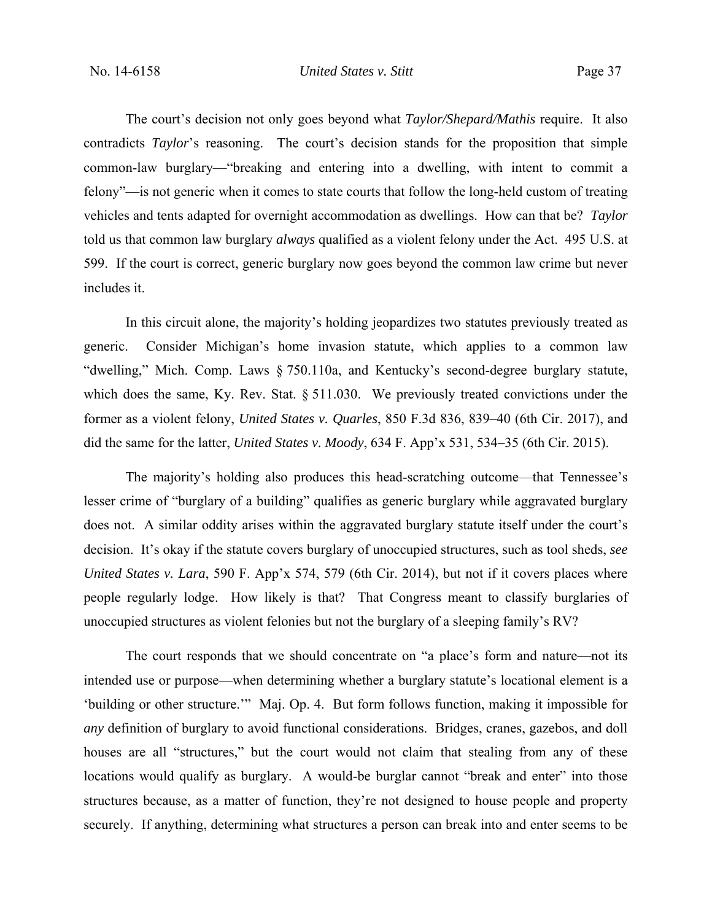The court's decision not only goes beyond what *Taylor/Shepard/Mathis* require. It also contradicts *Taylor*'s reasoning. The court's decision stands for the proposition that simple common-law burglary—"breaking and entering into a dwelling, with intent to commit a felony"—is not generic when it comes to state courts that follow the long-held custom of treating vehicles and tents adapted for overnight accommodation as dwellings. How can that be? *Taylor* told us that common law burglary *always* qualified as a violent felony under the Act. 495 U.S. at 599. If the court is correct, generic burglary now goes beyond the common law crime but never includes it.

In this circuit alone, the majority's holding jeopardizes two statutes previously treated as generic. Consider Michigan's home invasion statute, which applies to a common law "dwelling," Mich. Comp. Laws § 750.110a, and Kentucky's second-degree burglary statute, which does the same, Ky. Rev. Stat. § 511.030. We previously treated convictions under the former as a violent felony, *United States v. Quarles*, 850 F.3d 836, 839–40 (6th Cir. 2017), and did the same for the latter, *United States v. Moody*, 634 F. App'x 531, 534–35 (6th Cir. 2015).

The majority's holding also produces this head-scratching outcome—that Tennessee's lesser crime of "burglary of a building" qualifies as generic burglary while aggravated burglary does not. A similar oddity arises within the aggravated burglary statute itself under the court's decision. It's okay if the statute covers burglary of unoccupied structures, such as tool sheds, *see United States v. Lara*, 590 F. App'x 574, 579 (6th Cir. 2014), but not if it covers places where people regularly lodge. How likely is that? That Congress meant to classify burglaries of unoccupied structures as violent felonies but not the burglary of a sleeping family's RV?

The court responds that we should concentrate on "a place's form and nature—not its intended use or purpose—when determining whether a burglary statute's locational element is a 'building or other structure.'" Maj. Op. 4. But form follows function, making it impossible for *any* definition of burglary to avoid functional considerations. Bridges, cranes, gazebos, and doll houses are all "structures," but the court would not claim that stealing from any of these locations would qualify as burglary. A would-be burglar cannot "break and enter" into those structures because, as a matter of function, they're not designed to house people and property securely. If anything, determining what structures a person can break into and enter seems to be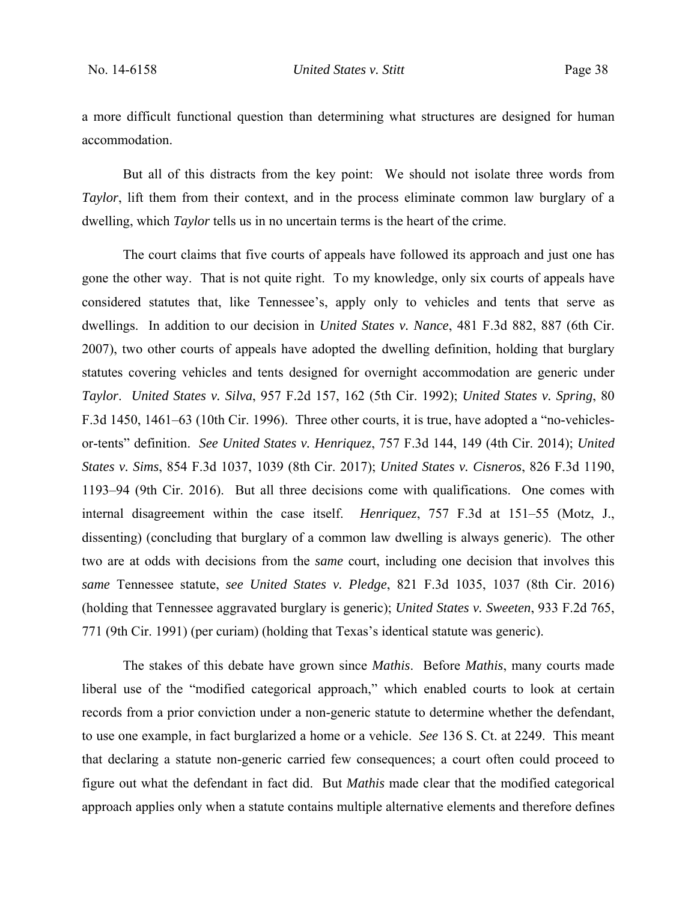a more difficult functional question than determining what structures are designed for human accommodation.

But all of this distracts from the key point: We should not isolate three words from *Taylor*, lift them from their context, and in the process eliminate common law burglary of a dwelling, which *Taylor* tells us in no uncertain terms is the heart of the crime.

The court claims that five courts of appeals have followed its approach and just one has gone the other way. That is not quite right. To my knowledge, only six courts of appeals have considered statutes that, like Tennessee's, apply only to vehicles and tents that serve as dwellings. In addition to our decision in *United States v. Nance*, 481 F.3d 882, 887 (6th Cir. 2007), two other courts of appeals have adopted the dwelling definition, holding that burglary statutes covering vehicles and tents designed for overnight accommodation are generic under *Taylor*. *United States v. Silva*, 957 F.2d 157, 162 (5th Cir. 1992); *United States v. Spring*, 80 F.3d 1450, 1461–63 (10th Cir. 1996). Three other courts, it is true, have adopted a "no-vehicles-or-tents" definition. *See United States v. Henriquez*, 757 F.3d 144, 149 (4th Cir. 2014); *United States v. Sims*, 854 F.3d 1037, 1039 (8th Cir. 2017); *United States v. Cisneros*, 826 F.3d 1190, 1193–94 (9th Cir. 2016). But all three decisions come with qualifications. One comes with internal disagreement within the case itself. *Henriquez*, 757 F.3d at 151–55 (Motz, J., dissenting) (concluding that burglary of a common law dwelling is always generic). The other two are at odds with decisions from the *same* court, including one decision that involves this *same* Tennessee statute, *see United States v. Pledge*, 821 F.3d 1035, 1037 (8th Cir. 2016) (holding that Tennessee aggravated burglary is generic); *United States v. Sweeten*, 933 F.2d 765, 771 (9th Cir. 1991) (per curiam) (holding that Texas's identical statute was generic).

The stakes of this debate have grown since *Mathis*. Before *Mathis*, many courts made liberal use of the "modified categorical approach," which enabled courts to look at certain records from a prior conviction under a non-generic statute to determine whether the defendant, to use one example, in fact burglarized a home or a vehicle. *See* 136 S. Ct. at 2249. This meant that declaring a statute non-generic carried few consequences; a court often could proceed to figure out what the defendant in fact did. But *Mathis* made clear that the modified categorical approach applies only when a statute contains multiple alternative elements and therefore defines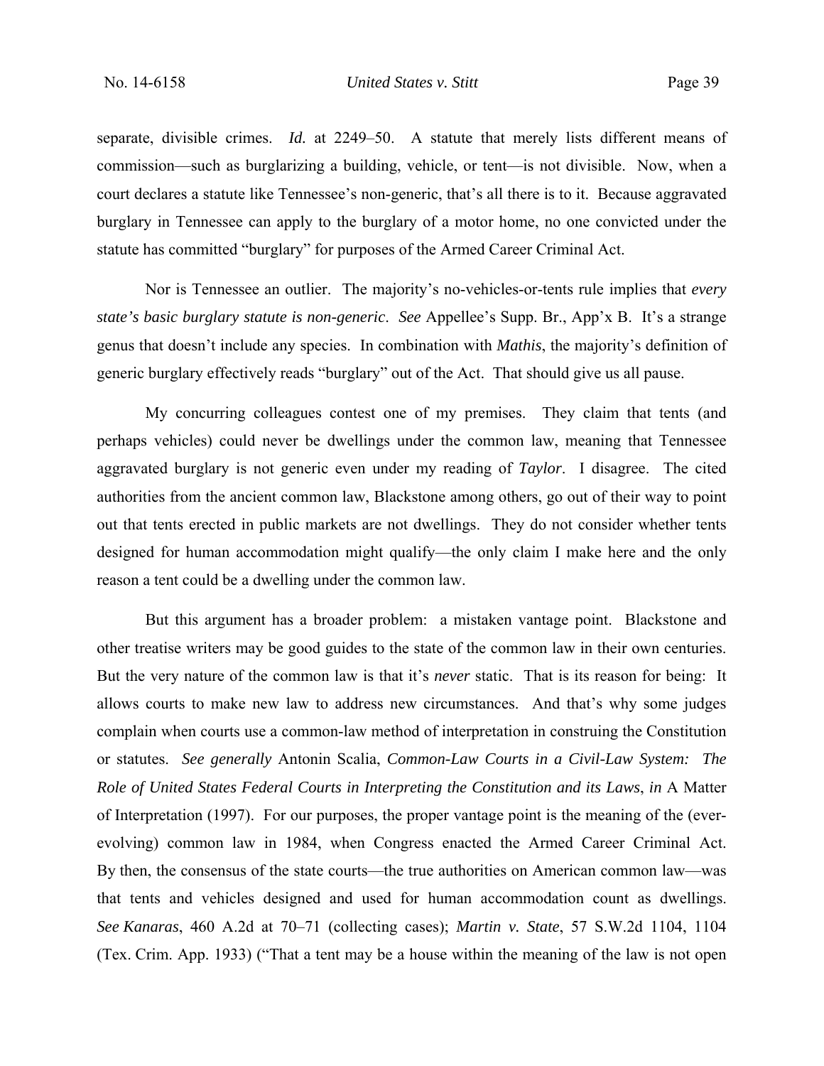separate, divisible crimes. *Id.* at 2249–50. A statute that merely lists different means of commission—such as burglarizing a building, vehicle, or tent—is not divisible. Now, when a court declares a statute like Tennessee's non-generic, that's all there is to it. Because aggravated burglary in Tennessee can apply to the burglary of a motor home, no one convicted under the statute has committed "burglary" for purposes of the Armed Career Criminal Act.

Nor is Tennessee an outlier. The majority's no-vehicles-or-tents rule implies that *every state's basic burglary statute is non-generic*. *See* Appellee's Supp. Br., App'x B. It's a strange genus that doesn't include any species. In combination with *Mathis*, the majority's definition of generic burglary effectively reads "burglary" out of the Act. That should give us all pause.

My concurring colleagues contest one of my premises. They claim that tents (and perhaps vehicles) could never be dwellings under the common law, meaning that Tennessee aggravated burglary is not generic even under my reading of *Taylor*. I disagree. The cited authorities from the ancient common law, Blackstone among others, go out of their way to point out that tents erected in public markets are not dwellings. They do not consider whether tents designed for human accommodation might qualify—the only claim I make here and the only reason a tent could be a dwelling under the common law.

But this argument has a broader problem: a mistaken vantage point. Blackstone and other treatise writers may be good guides to the state of the common law in their own centuries. But the very nature of the common law is that it's *never* static. That is its reason for being: It allows courts to make new law to address new circumstances. And that's why some judges complain when courts use a common-law method of interpretation in construing the Constitution or statutes. *See generally* Antonin Scalia, *Common-Law Courts in a Civil-Law System: The Role of United States Federal Courts in Interpreting the Constitution and its Laws*, *in* A Matter of Interpretation (1997). For our purposes, the proper vantage point is the meaning of the (ever-evolving) common law in 1984, when Congress enacted the Armed Career Criminal Act. By then, the consensus of the state courts—the true authorities on American common law—was that tents and vehicles designed and used for human accommodation count as dwellings. *See Kanaras*, 460 A.2d at 70–71 (collecting cases); *Martin v. State*, 57 S.W.2d 1104, 1104 (Tex. Crim. App. 1933) ("That a tent may be a house within the meaning of the law is not open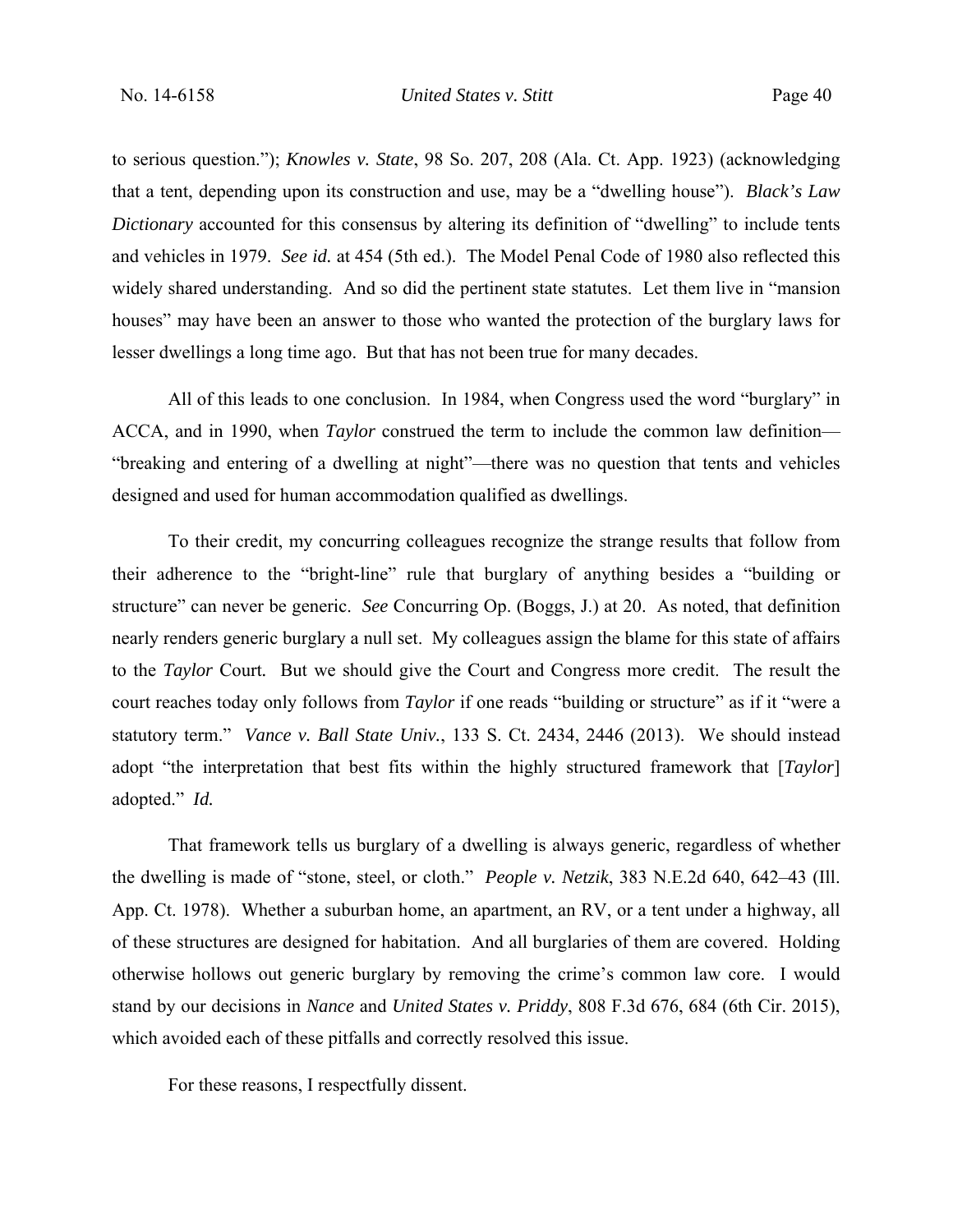to serious question."); *Knowles v. State*, 98 So. 207, 208 (Ala. Ct. App. 1923) (acknowledging that a tent, depending upon its construction and use, may be a "dwelling house"). *Black's Law Dictionary* accounted for this consensus by altering its definition of "dwelling" to include tents and vehicles in 1979. *See id.* at 454 (5th ed.). The Model Penal Code of 1980 also reflected this widely shared understanding. And so did the pertinent state statutes. Let them live in "mansion houses" may have been an answer to those who wanted the protection of the burglary laws for lesser dwellings a long time ago. But that has not been true for many decades.

All of this leads to one conclusion. In 1984, when Congress used the word "burglary" in ACCA, and in 1990, when *Taylor* construed the term to include the common law definition—"breaking and entering of a dwelling at night"—there was no question that tents and vehicles designed and used for human accommodation qualified as dwellings.

To their credit, my concurring colleagues recognize the strange results that follow from their adherence to the "bright-line" rule that burglary of anything besides a "building or structure" can never be generic. *See* Concurring Op. (Boggs, J.) at 20. As noted, that definition nearly renders generic burglary a null set. My colleagues assign the blame for this state of affairs to the *Taylor* Court. But we should give the Court and Congress more credit. The result the court reaches today only follows from *Taylor* if one reads "building or structure" as if it "were a statutory term." *Vance v. Ball State Univ.*, 133 S. Ct. 2434, 2446 (2013). We should instead adopt "the interpretation that best fits within the highly structured framework that [*Taylor*] adopted." *Id.*

That framework tells us burglary of a dwelling is always generic, regardless of whether the dwelling is made of "stone, steel, or cloth." *People v. Netzik*, 383 N.E.2d 640, 642–43 (Ill. App. Ct. 1978). Whether a suburban home, an apartment, an RV, or a tent under a highway, all of these structures are designed for habitation. And all burglaries of them are covered. Holding otherwise hollows out generic burglary by removing the crime's common law core. I would stand by our decisions in *Nance* and *United States v. Priddy*, 808 F.3d 676, 684 (6th Cir. 2015), which avoided each of these pitfalls and correctly resolved this issue.

For these reasons, I respectfully dissent.